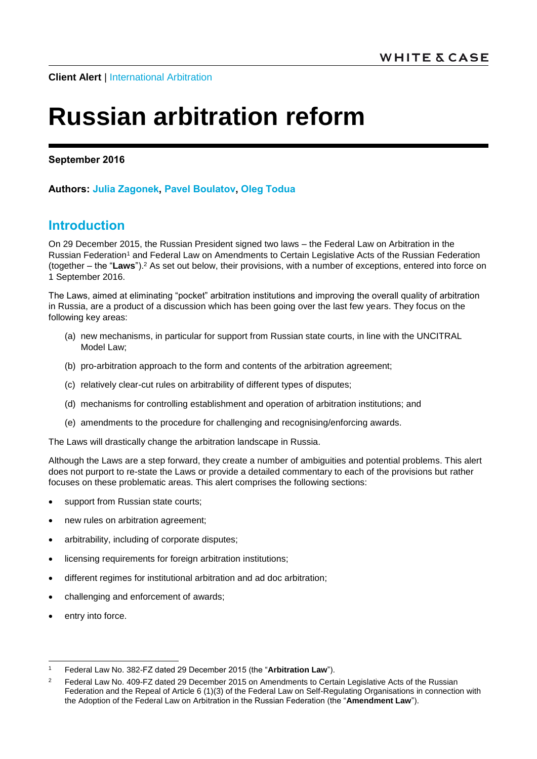**Client Alert** | International Arbitration

# Russian arbitration reform

**September 2016**

**Authors: Julia Zagonek, Pavel Boulatov, Oleg Todua**

## Introduction

On 29 December 2015, the Russian President signed two laws – the Federal Law on Arbitration in the Russian Federation[1] and Federal Law on Amendments to Certain Legislative Acts of the Russian Federation (together – the "**Laws**").[2] As set out below, their provisions, with a number of exceptions, entered into force on 1 September 2016.

The Laws, aimed at eliminating "pocket" arbitration institutions and improving the overall quality of arbitration in Russia, are a product of a discussion which has been going over the last few years. They focus on the following key areas:

(a) new mechanisms, in particular for support from Russian state courts, in line with the UNCITRAL Model Law;

(b) pro-arbitration approach to the form and contents of the arbitration agreement;

(c) relatively clear-cut rules on arbitrability of different types of disputes;

(d) mechanisms for controlling establishment and operation of arbitration institutions; and

(e) amendments to the procedure for challenging and recognising/enforcing awards.

The Laws will drastically change the arbitration landscape in Russia.

Although the Laws are a step forward, they create a number of ambiguities and potential problems. This alert does not purport to re-state the Laws or provide a detailed commentary to each of the provisions but rather focuses on these problematic areas. This alert comprises the following sections:

- support from Russian state courts;
- new rules on arbitration agreement;
- arbitrability, including of corporate disputes;
- licensing requirements for foreign arbitration institutions;
- different regimes for institutional arbitration and ad doc arbitration;
- challenging and enforcement of awards;
- entry into force.

---

[1] Federal Law No. 382-FZ dated 29 December 2015 (the "**Arbitration Law**").

[2] Federal Law No. 409-FZ dated 29 December 2015 on Amendments to Certain Legislative Acts of the Russian Federation and the Repeal of Article 6 (1)(3) of the Federal Law on Self-Regulating Organisations in connection with the Adoption of the Federal Law on Arbitration in the Russian Federation (the "**Amendment Law**").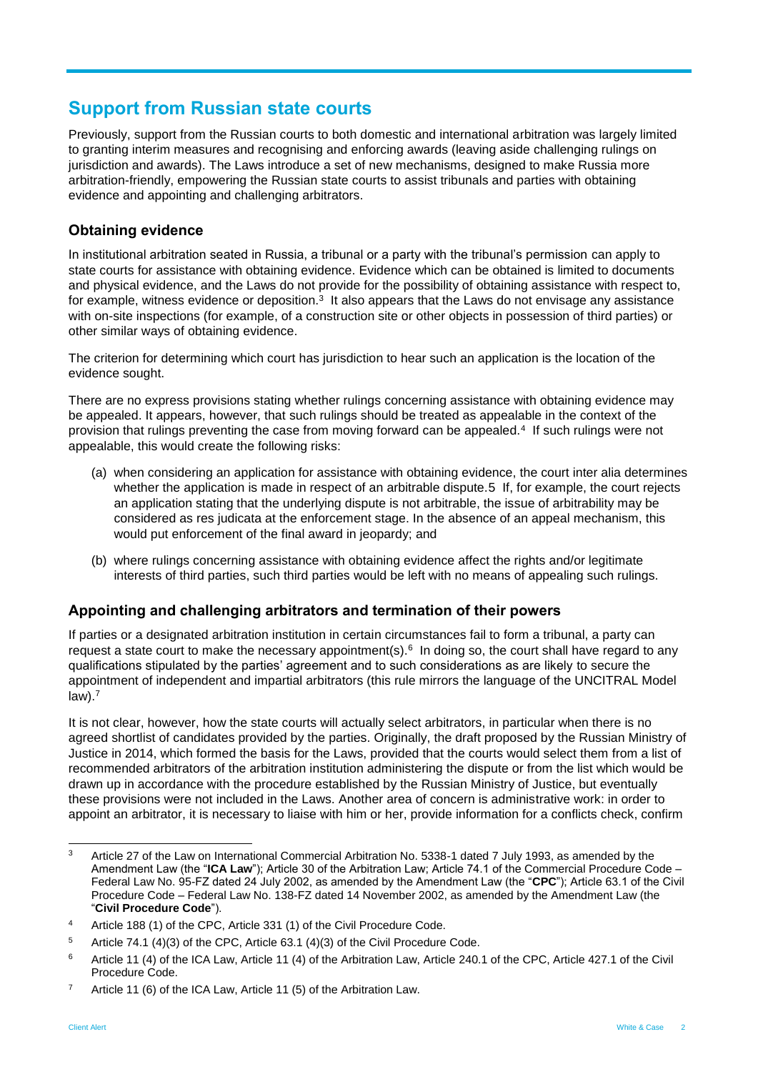## Support from Russian state courts

Previously, support from the Russian courts to both domestic and international arbitration was largely limited to granting interim measures and recognising and enforcing awards (leaving aside challenging rulings on jurisdiction and awards). The Laws introduce a set of new mechanisms, designed to make Russia more arbitration-friendly, empowering the Russian state courts to assist tribunals and parties with obtaining evidence and appointing and challenging arbitrators.

### Obtaining evidence

In institutional arbitration seated in Russia, a tribunal or a party with the tribunal's permission can apply to state courts for assistance with obtaining evidence. Evidence which can be obtained is limited to documents and physical evidence, and the Laws do not provide for the possibility of obtaining assistance with respect to, for example, witness evidence or deposition.[3] It also appears that the Laws do not envisage any assistance with on-site inspections (for example, of a construction site or other objects in possession of third parties) or other similar ways of obtaining evidence.

The criterion for determining which court has jurisdiction to hear such an application is the location of the evidence sought.

There are no express provisions stating whether rulings concerning assistance with obtaining evidence may be appealed. It appears, however, that such rulings should be treated as appealable in the context of the provision that rulings preventing the case from moving forward can be appealed.[4] If such rulings were not appealable, this would create the following risks:

(a) when considering an application for assistance with obtaining evidence, the court inter alia determines whether the application is made in respect of an arbitrable dispute.5 If, for example, the court rejects an application stating that the underlying dispute is not arbitrable, the issue of arbitrability may be considered as res judicata at the enforcement stage. In the absence of an appeal mechanism, this would put enforcement of the final award in jeopardy; and

(b) where rulings concerning assistance with obtaining evidence affect the rights and/or legitimate interests of third parties, such third parties would be left with no means of appealing such rulings.

### Appointing and challenging arbitrators and termination of their powers

If parties or a designated arbitration institution in certain circumstances fail to form a tribunal, a party can request a state court to make the necessary appointment(s).[6] In doing so, the court shall have regard to any qualifications stipulated by the parties' agreement and to such considerations as are likely to secure the appointment of independent and impartial arbitrators (this rule mirrors the language of the UNCITRAL Model law).[7]

It is not clear, however, how the state courts will actually select arbitrators, in particular when there is no agreed shortlist of candidates provided by the parties. Originally, the draft proposed by the Russian Ministry of Justice in 2014, which formed the basis for the Laws, provided that the courts would select them from a list of recommended arbitrators of the arbitration institution administering the dispute or from the list which would be drawn up in accordance with the procedure established by the Russian Ministry of Justice, but eventually these provisions were not included in the Laws. Another area of concern is administrative work: in order to appoint an arbitrator, it is necessary to liaise with him or her, provide information for a conflicts check, confirm

---

[3] Article 27 of the Law on International Commercial Arbitration No. 5338-1 dated 7 July 1993, as amended by the Amendment Law (the "**ICA Law**"); Article 30 of the Arbitration Law; Article 74.1 of the Commercial Procedure Code – Federal Law No. 95-FZ dated 24 July 2002, as amended by the Amendment Law (the "**CPC**"); Article 63.1 of the Civil Procedure Code – Federal Law No. 138-FZ dated 14 November 2002, as amended by the Amendment Law (the "**Civil Procedure Code**").

[4] Article 188 (1) of the CPC, Article 331 (1) of the Civil Procedure Code.

[5] Article 74.1 (4)(3) of the CPC, Article 63.1 (4)(3) of the Civil Procedure Code.

[6] Article 11 (4) of the ICA Law, Article 11 (4) of the Arbitration Law, Article 240.1 of the CPC, Article 427.1 of the Civil Procedure Code.

[7] Article 11 (6) of the ICA Law, Article 11 (5) of the Arbitration Law.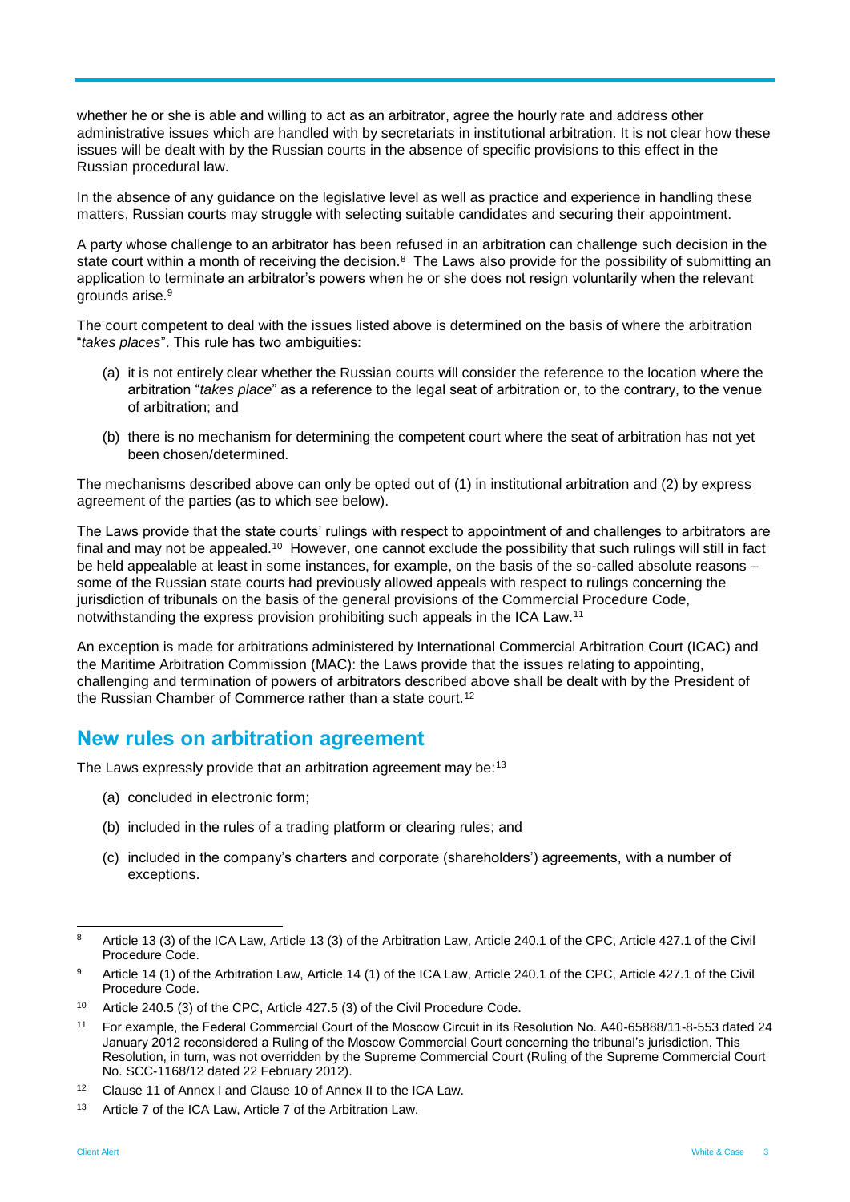whether he or she is able and willing to act as an arbitrator, agree the hourly rate and address other administrative issues which are handled with by secretariats in institutional arbitration. It is not clear how these issues will be dealt with by the Russian courts in the absence of specific provisions to this effect in the Russian procedural law.

In the absence of any guidance on the legislative level as well as practice and experience in handling these matters, Russian courts may struggle with selecting suitable candidates and securing their appointment.

A party whose challenge to an arbitrator has been refused in an arbitration can challenge such decision in the state court within a month of receiving the decision.[8] The Laws also provide for the possibility of submitting an application to terminate an arbitrator's powers when he or she does not resign voluntarily when the relevant grounds arise.[9]

The court competent to deal with the issues listed above is determined on the basis of where the arbitration "*takes places*". This rule has two ambiguities:

(a) it is not entirely clear whether the Russian courts will consider the reference to the location where the arbitration "*takes place*" as a reference to the legal seat of arbitration or, to the contrary, to the venue of arbitration; and

(b) there is no mechanism for determining the competent court where the seat of arbitration has not yet been chosen/determined.

The mechanisms described above can only be opted out of (1) in institutional arbitration and (2) by express agreement of the parties (as to which see below).

The Laws provide that the state courts' rulings with respect to appointment of and challenges to arbitrators are final and may not be appealed.[10] However, one cannot exclude the possibility that such rulings will still in fact be held appealable at least in some instances, for example, on the basis of the so-called absolute reasons – some of the Russian state courts had previously allowed appeals with respect to rulings concerning the jurisdiction of tribunals on the basis of the general provisions of the Commercial Procedure Code, notwithstanding the express provision prohibiting such appeals in the ICA Law.[11]

An exception is made for arbitrations administered by International Commercial Arbitration Court (ICAC) and the Maritime Arbitration Commission (MAC): the Laws provide that the issues relating to appointing, challenging and termination of powers of arbitrators described above shall be dealt with by the President of the Russian Chamber of Commerce rather than a state court.[12]

## New rules on arbitration agreement

The Laws expressly provide that an arbitration agreement may be:[13]

(a) concluded in electronic form;

(b) included in the rules of a trading platform or clearing rules; and

(c) included in the company's charters and corporate (shareholders') agreements, with a number of exceptions.

---

[8] Article 13 (3) of the ICA Law, Article 13 (3) of the Arbitration Law, Article 240.1 of the CPC, Article 427.1 of the Civil Procedure Code.

[9] Article 14 (1) of the Arbitration Law, Article 14 (1) of the ICA Law, Article 240.1 of the CPC, Article 427.1 of the Civil Procedure Code.

[10] Article 240.5 (3) of the CPC, Article 427.5 (3) of the Civil Procedure Code.

[11] For example, the Federal Commercial Court of the Moscow Circuit in its Resolution No. A40-65888/11-8-553 dated 24 January 2012 reconsidered a Ruling of the Moscow Commercial Court concerning the tribunal's jurisdiction. This Resolution, in turn, was not overridden by the Supreme Commercial Court (Ruling of the Supreme Commercial Court No. SCC-1168/12 dated 22 February 2012).

[12] Clause 11 of Annex I and Clause 10 of Annex II to the ICA Law.

[13] Article 7 of the ICA Law, Article 7 of the Arbitration Law.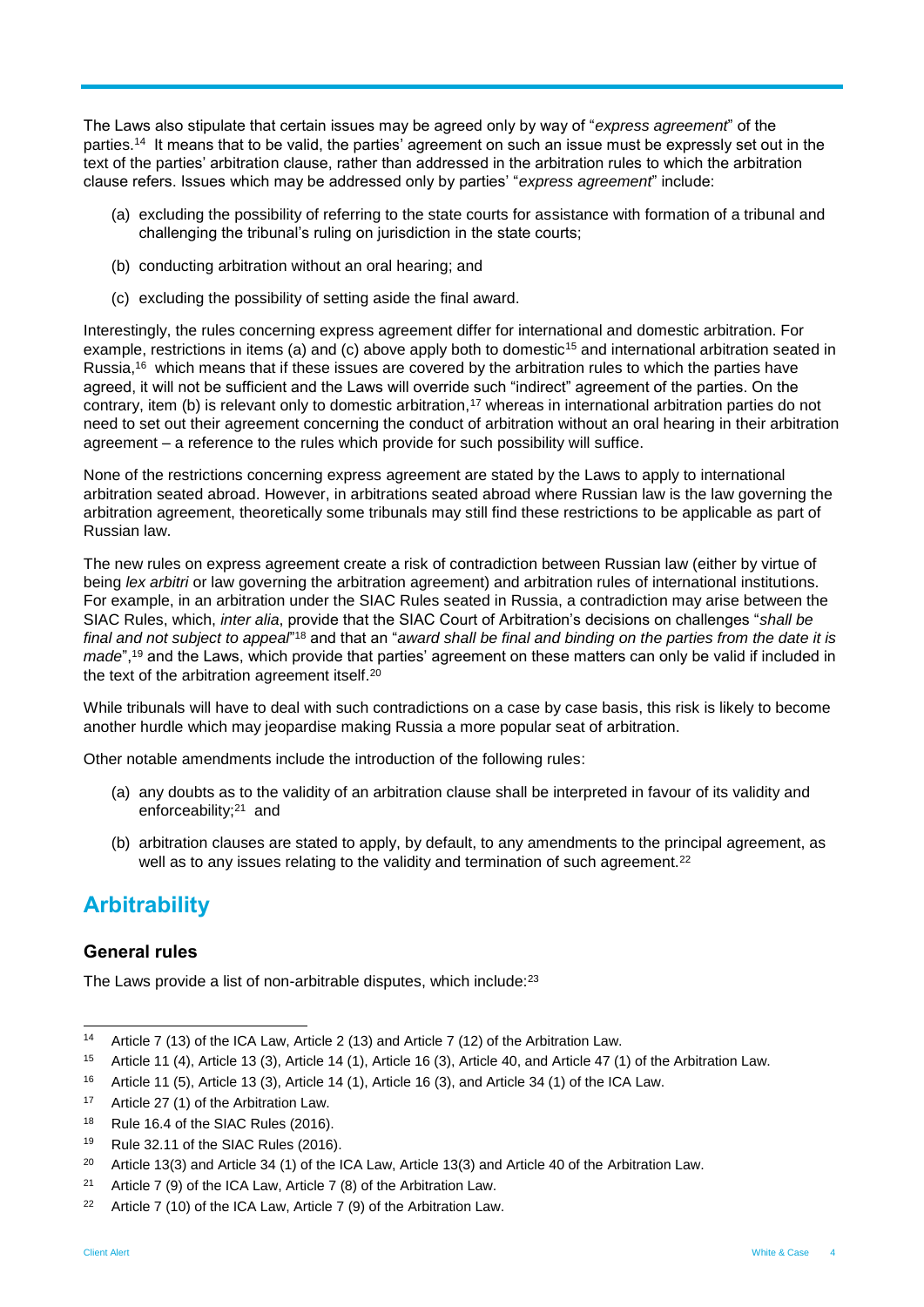The Laws also stipulate that certain issues may be agreed only by way of "*express agreement*" of the parties.[14] It means that to be valid, the parties' agreement on such an issue must be expressly set out in the text of the parties' arbitration clause, rather than addressed in the arbitration rules to which the arbitration clause refers. Issues which may be addressed only by parties' "*express agreement*" include:

(a) excluding the possibility of referring to the state courts for assistance with formation of a tribunal and challenging the tribunal's ruling on jurisdiction in the state courts;

(b) conducting arbitration without an oral hearing; and

(c) excluding the possibility of setting aside the final award.

Interestingly, the rules concerning express agreement differ for international and domestic arbitration. For example, restrictions in items (a) and (c) above apply both to domestic[15] and international arbitration seated in Russia,[16] which means that if these issues are covered by the arbitration rules to which the parties have agreed, it will not be sufficient and the Laws will override such "indirect" agreement of the parties. On the contrary, item (b) is relevant only to domestic arbitration,[17] whereas in international arbitration parties do not need to set out their agreement concerning the conduct of arbitration without an oral hearing in their arbitration agreement – a reference to the rules which provide for such possibility will suffice.

None of the restrictions concerning express agreement are stated by the Laws to apply to international arbitration seated abroad. However, in arbitrations seated abroad where Russian law is the law governing the arbitration agreement, theoretically some tribunals may still find these restrictions to be applicable as part of Russian law.

The new rules on express agreement create a risk of contradiction between Russian law (either by virtue of being *lex arbitri* or law governing the arbitration agreement) and arbitration rules of international institutions. For example, in an arbitration under the SIAC Rules seated in Russia, a contradiction may arise between the SIAC Rules, which, *inter alia*, provide that the SIAC Court of Arbitration's decisions on challenges "*shall be final and not subject to appeal*"[18] and that an "*award shall be final and binding on the parties from the date it is made*",[19] and the Laws, which provide that parties' agreement on these matters can only be valid if included in the text of the arbitration agreement itself.[20]

While tribunals will have to deal with such contradictions on a case by case basis, this risk is likely to become another hurdle which may jeopardise making Russia a more popular seat of arbitration.

Other notable amendments include the introduction of the following rules:

(a) any doubts as to the validity of an arbitration clause shall be interpreted in favour of its validity and enforceability;[21] and

(b) arbitration clauses are stated to apply, by default, to any amendments to the principal agreement, as well as to any issues relating to the validity and termination of such agreement.[22]

## Arbitrability

### General rules

The Laws provide a list of non-arbitrable disputes, which include:[23]

---

[14] Article 7 (13) of the ICA Law, Article 2 (13) and Article 7 (12) of the Arbitration Law.

[15] Article 11 (4), Article 13 (3), Article 14 (1), Article 16 (3), Article 40, and Article 47 (1) of the Arbitration Law.

[16] Article 11 (5), Article 13 (3), Article 14 (1), Article 16 (3), and Article 34 (1) of the ICA Law.

[17] Article 27 (1) of the Arbitration Law.

[18] Rule 16.4 of the SIAC Rules (2016).

[19] Rule 32.11 of the SIAC Rules (2016).

[20] Article 13(3) and Article 34 (1) of the ICA Law, Article 13(3) and Article 40 of the Arbitration Law.

[21] Article 7 (9) of the ICA Law, Article 7 (8) of the Arbitration Law.

[22] Article 7 (10) of the ICA Law, Article 7 (9) of the Arbitration Law.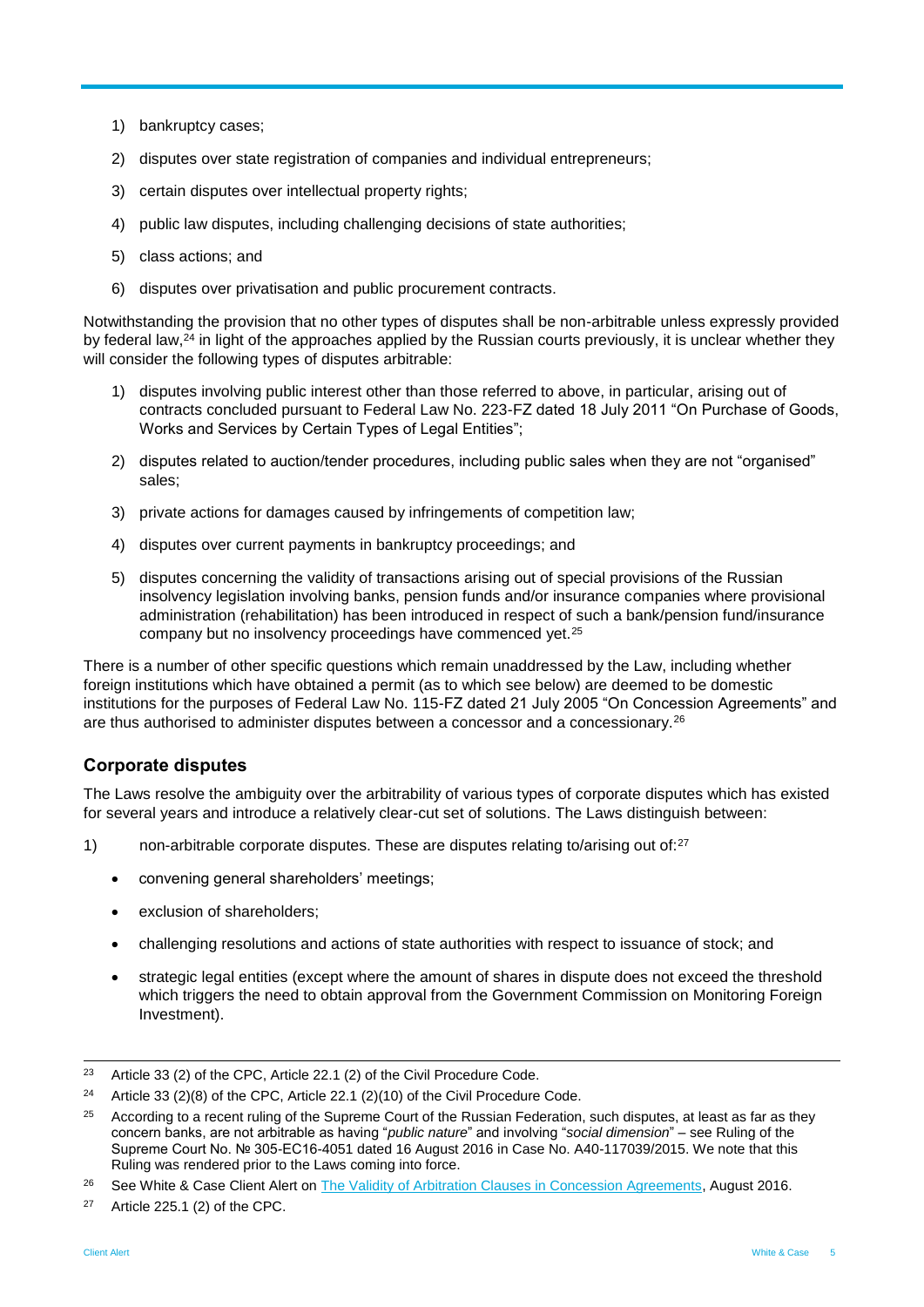1) bankruptcy cases;
2) disputes over state registration of companies and individual entrepreneurs;
3) certain disputes over intellectual property rights;
4) public law disputes, including challenging decisions of state authorities;
5) class actions; and
6) disputes over privatisation and public procurement contracts.

Notwithstanding the provision that no other types of disputes shall be non-arbitrable unless expressly provided by federal law,[24] in light of the approaches applied by the Russian courts previously, it is unclear whether they will consider the following types of disputes arbitrable:

1) disputes involving public interest other than those referred to above, in particular, arising out of contracts concluded pursuant to Federal Law No. 223-FZ dated 18 July 2011 "On Purchase of Goods, Works and Services by Certain Types of Legal Entities";
2) disputes related to auction/tender procedures, including public sales when they are not "organised" sales;
3) private actions for damages caused by infringements of competition law;
4) disputes over current payments in bankruptcy proceedings; and
5) disputes concerning the validity of transactions arising out of special provisions of the Russian insolvency legislation involving banks, pension funds and/or insurance companies where provisional administration (rehabilitation) has been introduced in respect of such a bank/pension fund/insurance company but no insolvency proceedings have commenced yet.[25]

There is a number of other specific questions which remain unaddressed by the Law, including whether foreign institutions which have obtained a permit (as to which see below) are deemed to be domestic institutions for the purposes of Federal Law No. 115-FZ dated 21 July 2005 "On Concession Agreements" and are thus authorised to administer disputes between a concessor and a concessionary.[26]

## Corporate disputes

The Laws resolve the ambiguity over the arbitrability of various types of corporate disputes which has existed for several years and introduce a relatively clear-cut set of solutions. The Laws distinguish between:

1) non-arbitrable corporate disputes. These are disputes relating to/arising out of:[27]
   - convening general shareholders' meetings;
   - exclusion of shareholders;
   - challenging resolutions and actions of state authorities with respect to issuance of stock; and
   - strategic legal entities (except where the amount of shares in dispute does not exceed the threshold which triggers the need to obtain approval from the Government Commission on Monitoring Foreign Investment).

---

[23] Article 33 (2) of the CPC, Article 22.1 (2) of the Civil Procedure Code.

[24] Article 33 (2)(8) of the CPC, Article 22.1 (2)(10) of the Civil Procedure Code.

[25] According to a recent ruling of the Supreme Court of the Russian Federation, such disputes, at least as far as they concern banks, are not arbitrable as having "*public nature*" and involving "*social dimension*" – see Ruling of the Supreme Court No. № 305-EC16-4051 dated 16 August 2016 in Case No. A40-117039/2015. We note that this Ruling was rendered prior to the Laws coming into force.

[26] See White & Case Client Alert on The Validity of Arbitration Clauses in Concession Agreements, August 2016.

[27] Article 225.1 (2) of the CPC.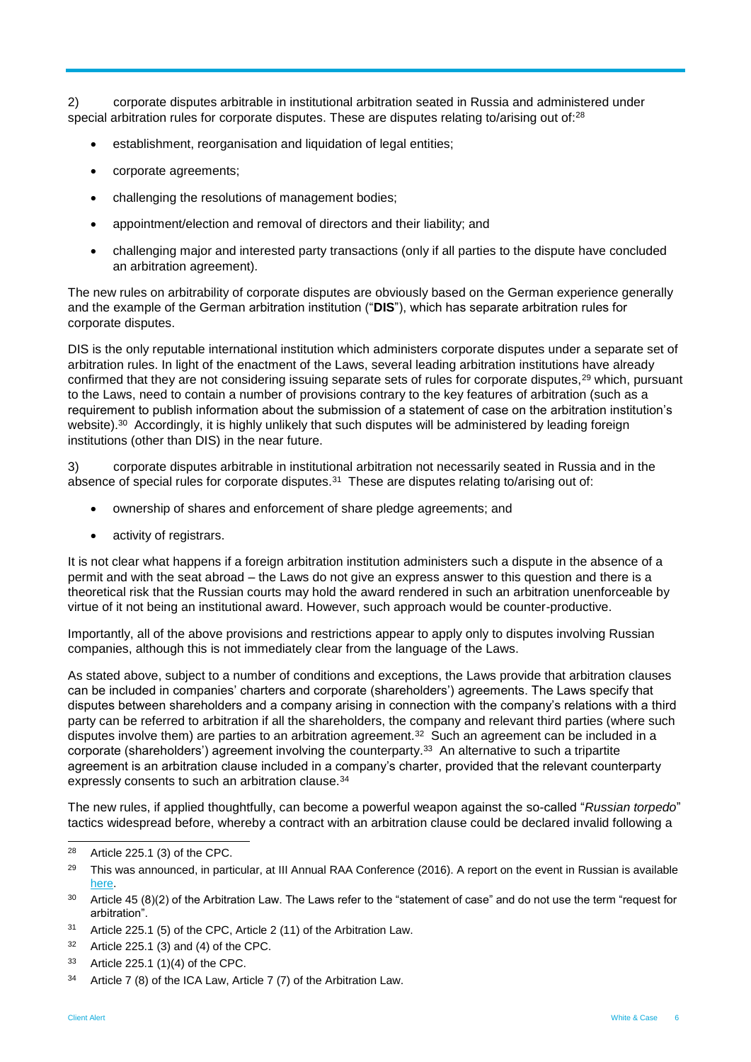2) corporate disputes arbitrable in institutional arbitration seated in Russia and administered under special arbitration rules for corporate disputes. These are disputes relating to/arising out of:[28]

- establishment, reorganisation and liquidation of legal entities;
- corporate agreements;
- challenging the resolutions of management bodies;
- appointment/election and removal of directors and their liability; and
- challenging major and interested party transactions (only if all parties to the dispute have concluded an arbitration agreement).

The new rules on arbitrability of corporate disputes are obviously based on the German experience generally and the example of the German arbitration institution ("**DIS**"), which has separate arbitration rules for corporate disputes.

DIS is the only reputable international institution which administers corporate disputes under a separate set of arbitration rules. In light of the enactment of the Laws, several leading arbitration institutions have already confirmed that they are not considering issuing separate sets of rules for corporate disputes,[29] which, pursuant to the Laws, need to contain a number of provisions contrary to the key features of arbitration (such as a requirement to publish information about the submission of a statement of case on the arbitration institution's website).[30] Accordingly, it is highly unlikely that such disputes will be administered by leading foreign institutions (other than DIS) in the near future.

3) corporate disputes arbitrable in institutional arbitration not necessarily seated in Russia and in the absence of special rules for corporate disputes.[31] These are disputes relating to/arising out of:

- ownership of shares and enforcement of share pledge agreements; and
- activity of registrars.

It is not clear what happens if a foreign arbitration institution administers such a dispute in the absence of a permit and with the seat abroad – the Laws do not give an express answer to this question and there is a theoretical risk that the Russian courts may hold the award rendered in such an arbitration unenforceable by virtue of it not being an institutional award. However, such approach would be counter-productive.

Importantly, all of the above provisions and restrictions appear to apply only to disputes involving Russian companies, although this is not immediately clear from the language of the Laws.

As stated above, subject to a number of conditions and exceptions, the Laws provide that arbitration clauses can be included in companies' charters and corporate (shareholders') agreements. The Laws specify that disputes between shareholders and a company arising in connection with the company's relations with a third party can be referred to arbitration if all the shareholders, the company and relevant third parties (where such disputes involve them) are parties to an arbitration agreement.[32] Such an agreement can be included in a corporate (shareholders') agreement involving the counterparty.[33] An alternative to such a tripartite agreement is an arbitration clause included in a company's charter, provided that the relevant counterparty expressly consents to such an arbitration clause.[34]

The new rules, if applied thoughtfully, can become a powerful weapon against the so-called "*Russian torpedo*" tactics widespread before, whereby a contract with an arbitration clause could be declared invalid following a

---

[28] Article 225.1 (3) of the CPC.

[29] This was announced, in particular, at III Annual RAA Conference (2016). A report on the event in Russian is available here.

[30] Article 45 (8)(2) of the Arbitration Law. The Laws refer to the "statement of case" and do not use the term "request for arbitration".

[31] Article 225.1 (5) of the CPC, Article 2 (11) of the Arbitration Law.

[32] Article 225.1 (3) and (4) of the CPC.

[33] Article 225.1 (1)(4) of the CPC.

[34] Article 7 (8) of the ICA Law, Article 7 (7) of the Arbitration Law.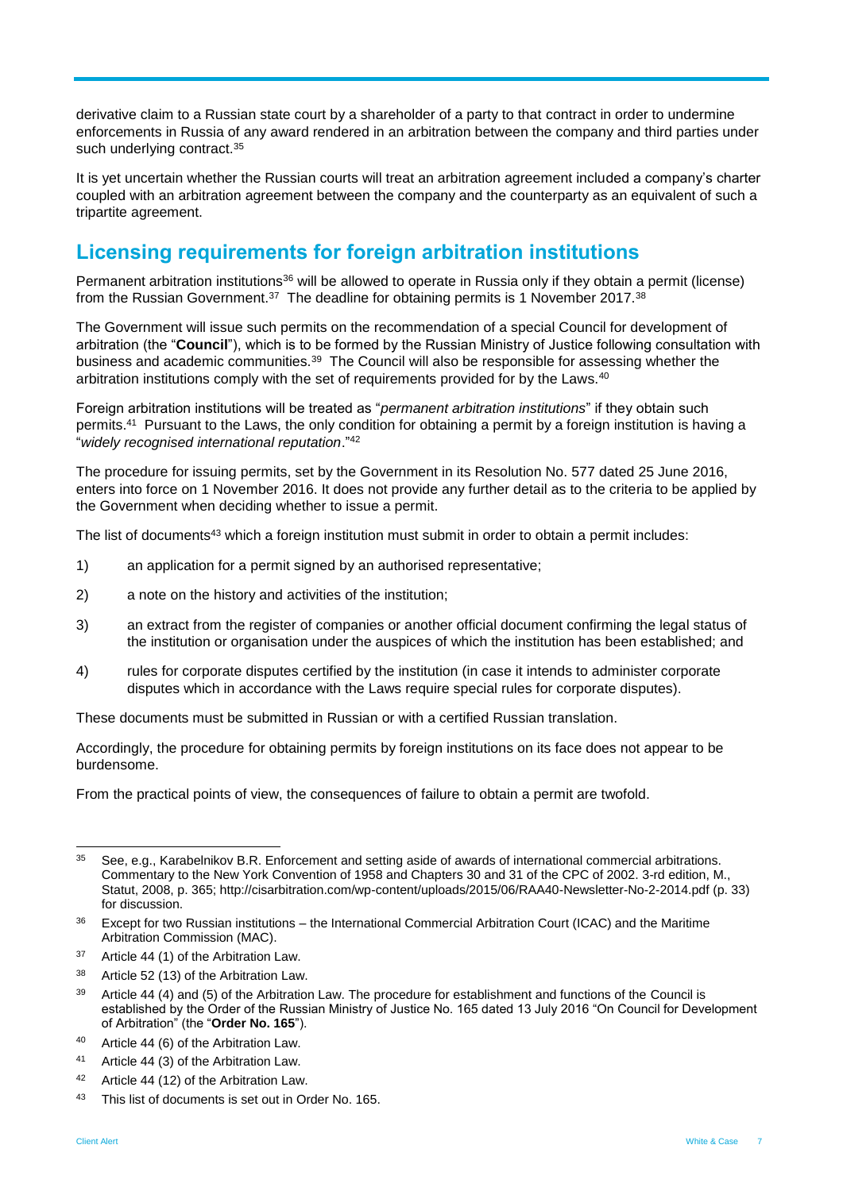derivative claim to a Russian state court by a shareholder of a party to that contract in order to undermine enforcements in Russia of any award rendered in an arbitration between the company and third parties under such underlying contract.[35]

It is yet uncertain whether the Russian courts will treat an arbitration agreement included a company's charter coupled with an arbitration agreement between the company and the counterparty as an equivalent of such a tripartite agreement.

## Licensing requirements for foreign arbitration institutions

Permanent arbitration institutions[36] will be allowed to operate in Russia only if they obtain a permit (license) from the Russian Government.[37] The deadline for obtaining permits is 1 November 2017.[38]

The Government will issue such permits on the recommendation of a special Council for development of arbitration (the "**Council**"), which is to be formed by the Russian Ministry of Justice following consultation with business and academic communities.[39] The Council will also be responsible for assessing whether the arbitration institutions comply with the set of requirements provided for by the Laws.[40]

Foreign arbitration institutions will be treated as "*permanent arbitration institutions*" if they obtain such permits.[41] Pursuant to the Laws, the only condition for obtaining a permit by a foreign institution is having a "*widely recognised international reputation*."[42]

The procedure for issuing permits, set by the Government in its Resolution No. 577 dated 25 June 2016, enters into force on 1 November 2016. It does not provide any further detail as to the criteria to be applied by the Government when deciding whether to issue a permit.

The list of documents[43] which a foreign institution must submit in order to obtain a permit includes:

1) an application for a permit signed by an authorised representative;
2) a note on the history and activities of the institution;
3) an extract from the register of companies or another official document confirming the legal status of the institution or organisation under the auspices of which the institution has been established; and
4) rules for corporate disputes certified by the institution (in case it intends to administer corporate disputes which in accordance with the Laws require special rules for corporate disputes).

These documents must be submitted in Russian or with a certified Russian translation.

Accordingly, the procedure for obtaining permits by foreign institutions on its face does not appear to be burdensome.

From the practical points of view, the consequences of failure to obtain a permit are twofold.

---

[35] See, e.g., Karabelnikov B.R. Enforcement and setting aside of awards of international commercial arbitrations. Commentary to the New York Convention of 1958 and Chapters 30 and 31 of the CPC of 2002. 3-rd edition, M., Statut, 2008, p. 365; http://cisarbitration.com/wp-content/uploads/2015/06/RAA40-Newsletter-No-2-2014.pdf (p. 33) for discussion.

[36] Except for two Russian institutions – the International Commercial Arbitration Court (ICAC) and the Maritime Arbitration Commission (MAC).

[37] Article 44 (1) of the Arbitration Law.

[38] Article 52 (13) of the Arbitration Law.

[39] Article 44 (4) and (5) of the Arbitration Law. The procedure for establishment and functions of the Council is established by the Order of the Russian Ministry of Justice No. 165 dated 13 July 2016 "On Council for Development of Arbitration" (the "**Order No. 165**").

[40] Article 44 (6) of the Arbitration Law.

[41] Article 44 (3) of the Arbitration Law.

[42] Article 44 (12) of the Arbitration Law.

[43] This list of documents is set out in Order No. 165.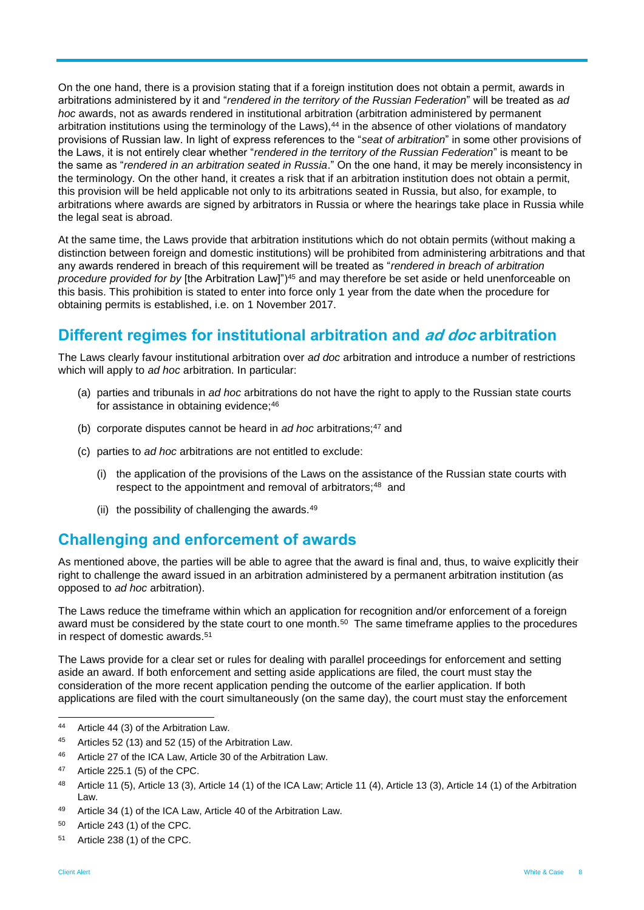On the one hand, there is a provision stating that if a foreign institution does not obtain a permit, awards in arbitrations administered by it and "*rendered in the territory of the Russian Federation*" will be treated as *ad hoc* awards, not as awards rendered in institutional arbitration (arbitration administered by permanent arbitration institutions using the terminology of the Laws),[44] in the absence of other violations of mandatory provisions of Russian law. In light of express references to the "*seat of arbitration*" in some other provisions of the Laws, it is not entirely clear whether "*rendered in the territory of the Russian Federation*" is meant to be the same as "*rendered in an arbitration seated in Russia*." On the one hand, it may be merely inconsistency in the terminology. On the other hand, it creates a risk that if an arbitration institution does not obtain a permit, this provision will be held applicable not only to its arbitrations seated in Russia, but also, for example, to arbitrations where awards are signed by arbitrators in Russia or where the hearings take place in Russia while the legal seat is abroad.

At the same time, the Laws provide that arbitration institutions which do not obtain permits (without making a distinction between foreign and domestic institutions) will be prohibited from administering arbitrations and that any awards rendered in breach of this requirement will be treated as "*rendered in breach of arbitration procedure provided for by* [the Arbitration Law]")[45] and may therefore be set aside or held unenforceable on this basis. This prohibition is stated to enter into force only 1 year from the date when the procedure for obtaining permits is established, i.e. on 1 November 2017.

## Different regimes for institutional arbitration and *ad doc* arbitration

The Laws clearly favour institutional arbitration over *ad doc* arbitration and introduce a number of restrictions which will apply to *ad hoc* arbitration. In particular:

(a) parties and tribunals in *ad hoc* arbitrations do not have the right to apply to the Russian state courts for assistance in obtaining evidence;[46]

(b) corporate disputes cannot be heard in *ad hoc* arbitrations;[47] and

(c) parties to *ad hoc* arbitrations are not entitled to exclude:

  (i) the application of the provisions of the Laws on the assistance of the Russian state courts with respect to the appointment and removal of arbitrators;[48] and

  (ii) the possibility of challenging the awards.[49]

## Challenging and enforcement of awards

As mentioned above, the parties will be able to agree that the award is final and, thus, to waive explicitly their right to challenge the award issued in an arbitration administered by a permanent arbitration institution (as opposed to *ad hoc* arbitration).

The Laws reduce the timeframe within which an application for recognition and/or enforcement of a foreign award must be considered by the state court to one month.[50] The same timeframe applies to the procedures in respect of domestic awards.[51]

The Laws provide for a clear set or rules for dealing with parallel proceedings for enforcement and setting aside an award. If both enforcement and setting aside applications are filed, the court must stay the consideration of the more recent application pending the outcome of the earlier application. If both applications are filed with the court simultaneously (on the same day), the court must stay the enforcement

---

[44] Article 44 (3) of the Arbitration Law.

[45] Articles 52 (13) and 52 (15) of the Arbitration Law.

[46] Article 27 of the ICA Law, Article 30 of the Arbitration Law.

[47] Article 225.1 (5) of the CPC.

[48] Article 11 (5), Article 13 (3), Article 14 (1) of the ICA Law; Article 11 (4), Article 13 (3), Article 14 (1) of the Arbitration Law.

[49] Article 34 (1) of the ICA Law, Article 40 of the Arbitration Law.

[50] Article 243 (1) of the CPC.

[51] Article 238 (1) of the CPC.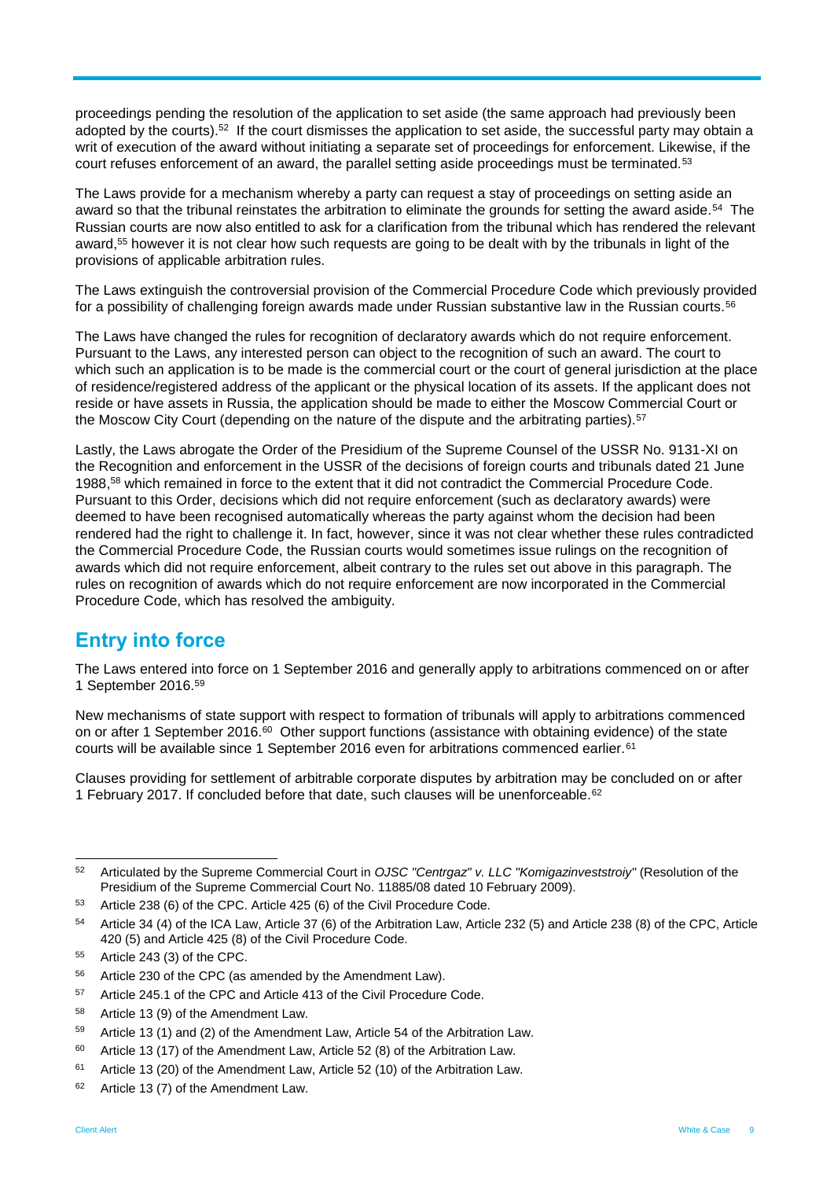proceedings pending the resolution of the application to set aside (the same approach had previously been adopted by the courts).[52] If the court dismisses the application to set aside, the successful party may obtain a writ of execution of the award without initiating a separate set of proceedings for enforcement. Likewise, if the court refuses enforcement of an award, the parallel setting aside proceedings must be terminated.[53]

The Laws provide for a mechanism whereby a party can request a stay of proceedings on setting aside an award so that the tribunal reinstates the arbitration to eliminate the grounds for setting the award aside.[54] The Russian courts are now also entitled to ask for a clarification from the tribunal which has rendered the relevant award,[55] however it is not clear how such requests are going to be dealt with by the tribunals in light of the provisions of applicable arbitration rules.

The Laws extinguish the controversial provision of the Commercial Procedure Code which previously provided for a possibility of challenging foreign awards made under Russian substantive law in the Russian courts.[56]

The Laws have changed the rules for recognition of declaratory awards which do not require enforcement. Pursuant to the Laws, any interested person can object to the recognition of such an award. The court to which such an application is to be made is the commercial court or the court of general jurisdiction at the place of residence/registered address of the applicant or the physical location of its assets. If the applicant does not reside or have assets in Russia, the application should be made to either the Moscow Commercial Court or the Moscow City Court (depending on the nature of the dispute and the arbitrating parties).[57]

Lastly, the Laws abrogate the Order of the Presidium of the Supreme Counsel of the USSR No. 9131-XI on the Recognition and enforcement in the USSR of the decisions of foreign courts and tribunals dated 21 June 1988,[58] which remained in force to the extent that it did not contradict the Commercial Procedure Code. Pursuant to this Order, decisions which did not require enforcement (such as declaratory awards) were deemed to have been recognised automatically whereas the party against whom the decision had been rendered had the right to challenge it. In fact, however, since it was not clear whether these rules contradicted the Commercial Procedure Code, the Russian courts would sometimes issue rulings on the recognition of awards which did not require enforcement, albeit contrary to the rules set out above in this paragraph. The rules on recognition of awards which do not require enforcement are now incorporated in the Commercial Procedure Code, which has resolved the ambiguity.

## Entry into force

The Laws entered into force on 1 September 2016 and generally apply to arbitrations commenced on or after 1 September 2016.[59]

New mechanisms of state support with respect to formation of tribunals will apply to arbitrations commenced on or after 1 September 2016.[60] Other support functions (assistance with obtaining evidence) of the state courts will be available since 1 September 2016 even for arbitrations commenced earlier.[61]

Clauses providing for settlement of arbitrable corporate disputes by arbitration may be concluded on or after 1 February 2017. If concluded before that date, such clauses will be unenforceable.[62]

---

[52] Articulated by the Supreme Commercial Court in *OJSC "Centrgaz" v. LLC "Komigazinveststroiy"* (Resolution of the Presidium of the Supreme Commercial Court No. 11885/08 dated 10 February 2009).

[53] Article 238 (6) of the CPC. Article 425 (6) of the Civil Procedure Code.

[54] Article 34 (4) of the ICA Law, Article 37 (6) of the Arbitration Law, Article 232 (5) and Article 238 (8) of the CPC, Article 420 (5) and Article 425 (8) of the Civil Procedure Code.

[55] Article 243 (3) of the CPC.

[56] Article 230 of the CPC (as amended by the Amendment Law).

[57] Article 245.1 of the CPC and Article 413 of the Civil Procedure Code.

[58] Article 13 (9) of the Amendment Law.

[59] Article 13 (1) and (2) of the Amendment Law, Article 54 of the Arbitration Law.

[60] Article 13 (17) of the Amendment Law, Article 52 (8) of the Arbitration Law.

[61] Article 13 (20) of the Amendment Law, Article 52 (10) of the Arbitration Law.

[62] Article 13 (7) of the Amendment Law.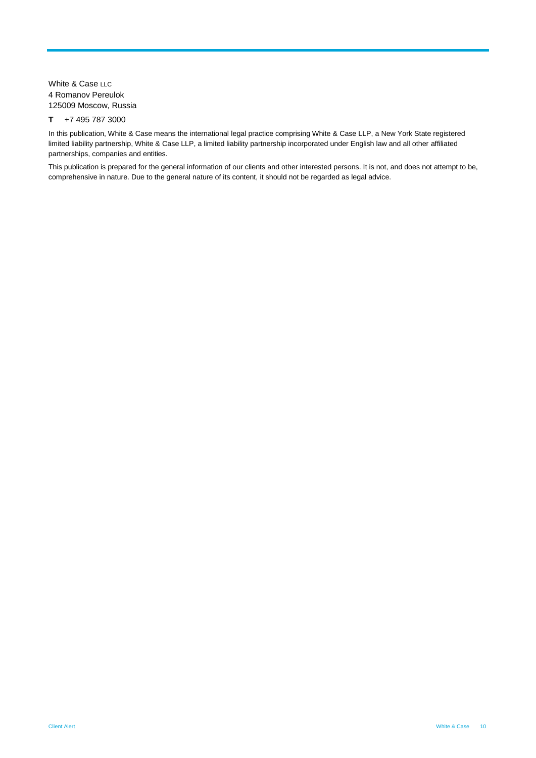White & Case LLC
4 Romanov Pereulok
125009 Moscow, Russia

**T** +7 495 787 3000

In this publication, White & Case means the international legal practice comprising White & Case LLP, a New York State registered limited liability partnership, White & Case LLP, a limited liability partnership incorporated under English law and all other affiliated partnerships, companies and entities.

This publication is prepared for the general information of our clients and other interested persons. It is not, and does not attempt to be, comprehensive in nature. Due to the general nature of its content, it should not be regarded as legal advice.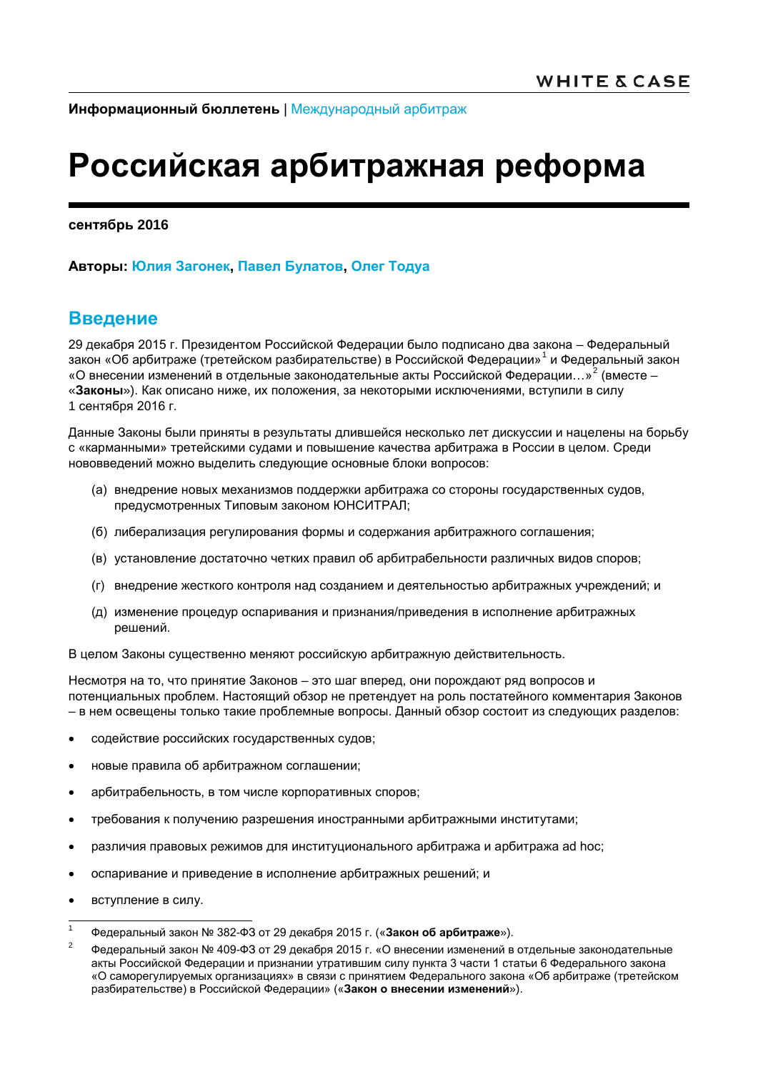**Информационный бюллетень** | Международный арбитраж

# Российская арбитражная реформа

**сентябрь 2016**

**Авторы: Юлия Загонек, Павел Булатов, Олег Тодуа**

## Введение

29 декабря 2015 г. Президентом Российской Федерации было подписано два закона – Федеральный закон «Об арбитраже (третейском разбирательстве) в Российской Федерации»[1] и Федеральный закон «О внесении изменений в отдельные законодательные акты Российской Федерации…»[2] (вместе – «**Законы**»). Как описано ниже, их положения, за некоторыми исключениями, вступили в силу 1 сентября 2016 г.

Данные Законы были приняты в результате длившейся несколько лет дискуссии и нацелены на борьбу с «карманными» третейскими судами и повышение качества арбитража в России в целом. Среди нововведений можно выделить следующие основные блоки вопросов:

(а) внедрение новых механизмов поддержки арбитража со стороны государственных судов, предусмотренных Типовым законом ЮНСИТРАЛ;

(б) либерализация регулирования формы и содержания арбитражного соглашения;

(в) установление достаточно четких правил об арбитрабельности различных видов споров;

(г) внедрение жесткого контроля над созданием и деятельностью арбитражных учреждений; и

(д) изменение процедур оспаривания и признания/приведения в исполнение арбитражных решений.

В целом Законы существенно меняют российскую арбитражную действительность.

Несмотря на то, что принятие Законов – это шаг вперед, они порождают ряд вопросов и потенциальных проблем. Настоящий обзор не претендует на роль постатейного комментария Законов – в нем освещены только такие проблемные вопросы. Данный обзор состоит из следующих разделов:

- содействие российских государственных судов;
- новые правила об арбитражном соглашении;
- арбитрабельность, в том числе корпоративных споров;
- требования к получению разрешения иностранными арбитражными институтами;
- различия правовых режимов для институционального арбитража и арбитража ad hoc;
- оспаривание и приведение в исполнение арбитражных решений; и
- вступление в силу.

---

[1] Федеральный закон № 382-ФЗ от 29 декабря 2015 г. («**Закон об арбитраже**»).

[2] Федеральный закон № 409-ФЗ от 29 декабря 2015 г. «О внесении изменений в отдельные законодательные акты Российской Федерации и признании утратившим силу пункта 3 части 1 статьи 6 Федерального закона «О саморегулируемых организациях» в связи с принятием Федерального закона «Об арбитраже (третейском разбирательстве) в Российской Федерации» («**Закон о внесении изменений**»).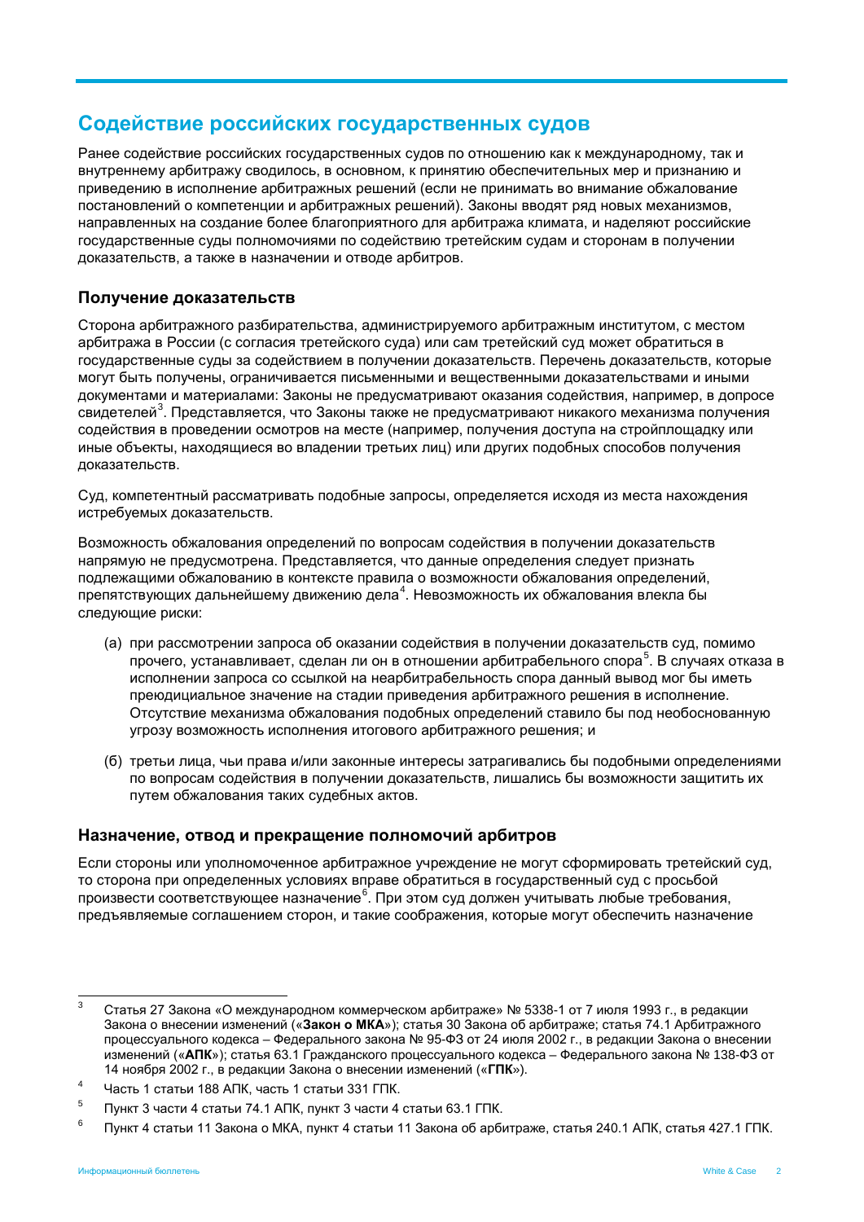## Содействие российских государственных судов

Ранее содействие российских государственных судов по отношению как к международному, так и внутреннему арбитражу сводилось, в основном, к принятию обеспечительных мер и признанию и приведению в исполнение арбитражных решений (если не принимать во внимание обжалование постановлений о компетенции и арбитражных решений). Законы вводят ряд новых механизмов, направленных на создание более благоприятного для арбитража климата, и наделяют российские государственные суды полномочиями по содействию третейским судам и сторонам в получении доказательств, а также в назначении и отводе арбитров.

### Получение доказательств

Сторона арбитражного разбирательства, администрируемого арбитражным институтом, с местом арбитража в России (с согласия третейского суда) или сам третейский суд может обратиться в государственные суды за содействием в получении доказательств. Перечень доказательств, которые могут быть получены, ограничивается письменными и вещественными доказательствами и иными документами и материалами: Законы не предусматривают оказания содействия, например, в допросе свидетелей[3]. Представляется, что Законы также не предусматривают никакого механизма получения содействия в проведении осмотров на месте (например, получения доступа на стройплощадку или иные объекты, находящиеся во владении третьих лиц) или других подобных способов получения доказательств.

Суд, компетентный рассматривать подобные запросы, определяется исходя из места нахождения истребуемых доказательств.

Возможность обжалования определений по вопросам содействия в получении доказательств напрямую не предусмотрена. Представляется, что данные определения следует признать подлежащими обжалованию в контексте правила о возможности обжалования определений, препятствующих дальнейшему движению дела[4]. Невозможность их обжалования влекла бы следующие риски:

(а) при рассмотрении запроса об оказании содействия в получении доказательств суд, помимо прочего, устанавливает, сделан ли он в отношении арбитрабельного спора[5]. В случаях отказа в исполнении запроса со ссылкой на неарбитрабельность спора данный вывод мог бы иметь преюдициальное значение на стадии приведения арбитражного решения в исполнение. Отсутствие механизма обжалования подобных определений ставило бы под необоснованную угрозу возможность исполнения итогового арбитражного решения; и

(б) третьи лица, чьи права и/или законные интересы затрагивались бы подобными определениями по вопросам содействия в получении доказательств, лишались бы возможности защитить их путем обжалования таких судебных актов.

### Назначение, отвод и прекращение полномочий арбитров

Если стороны или уполномоченное арбитражное учреждение не могут сформировать третейский суд, то сторона при определенных условиях вправе обратиться в государственный суд с просьбой произвести соответствующее назначение[6]. При этом суд должен учитывать любые требования, предъявляемые соглашением сторон, и такие соображения, которые могут обеспечить назначение

---

[3] Статья 27 Закона «О международном коммерческом арбитраже» № 5338-1 от 7 июля 1993 г., в редакции Закона о внесении изменений («**Закон о МКА**»); статья 30 Закона об арбитраже; статья 74.1 Арбитражного процессуального кодекса – Федерального закона № 95-ФЗ от 24 июля 2002 г., в редакции Закона о внесении изменений («**АПК**»); статья 63.1 Гражданского процессуального кодекса – Федерального закона № 138-ФЗ от 14 ноября 2002 г., в редакции Закона о внесении изменений («**ГПК**»).

[4] Часть 1 статьи 188 АПК, часть 1 статьи 331 ГПК.

[5] Пункт 3 части 4 статьи 74.1 АПК, пункт 3 части 4 статьи 63.1 ГПК.

[6] Пункт 4 статьи 11 Закона о МКА, пункт 4 статьи 11 Закона об арбитраже, статья 240.1 АПК, статья 427.1 ГПК.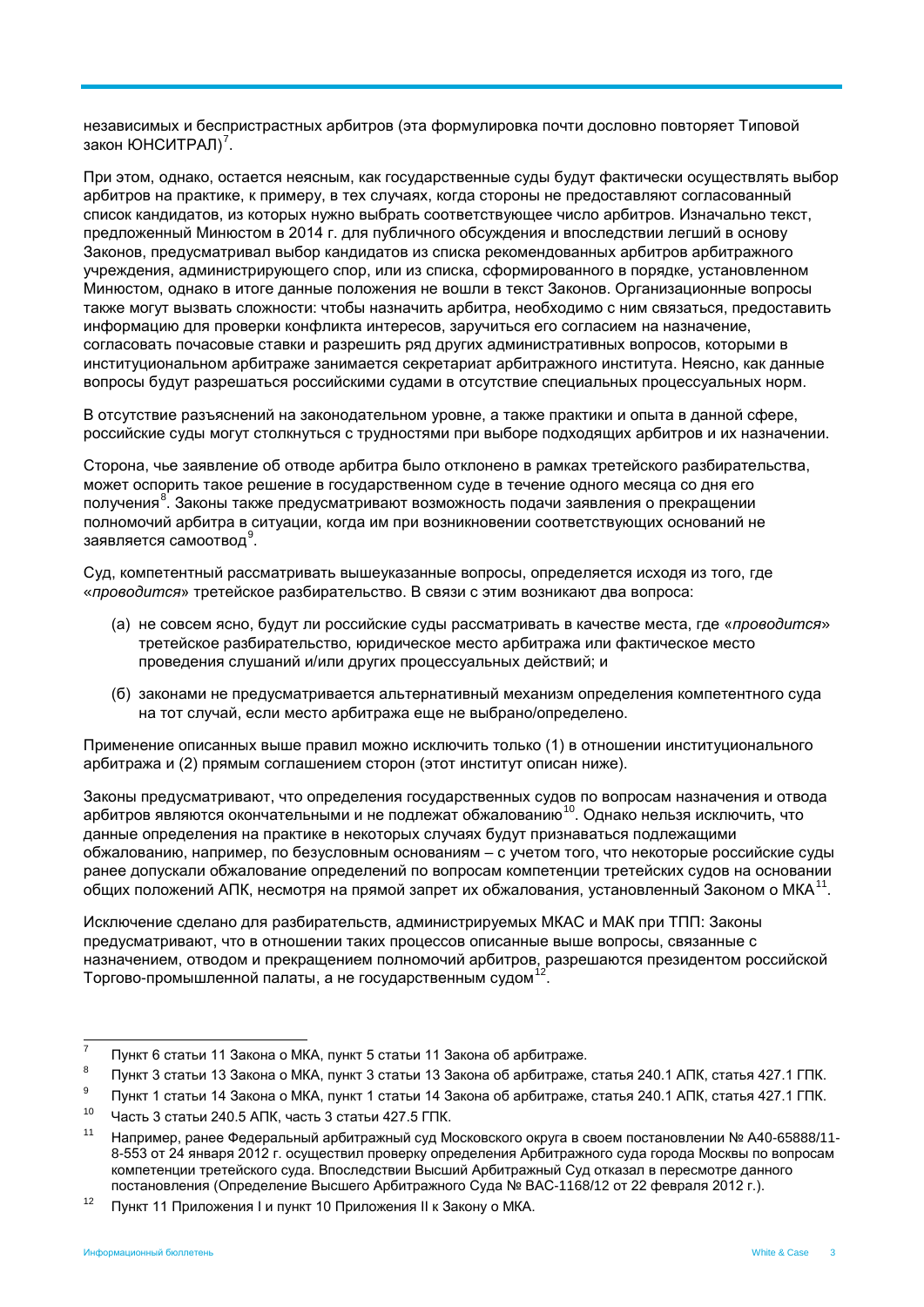независимых и беспристрастных арбитров (эта формулировка почти дословно повторяет Типовой закон ЮНСИТРАЛ)[7].

При этом, однако, остается неясным, как государственные суды будут фактически осуществлять выбор арбитров на практике, к примеру, в тех случаях, когда стороны не предоставляют согласованный список кандидатов, из которых нужно выбрать соответствующее число арбитров. Изначально текст, предложенный Минюстом в 2014 г. для публичного обсуждения и впоследствии легший в основу Законов, предусматривал выбор кандидатов из списка рекомендованных арбитров арбитражного учреждения, администрирующего спор, или из списка, сформированного в порядке, установленном Минюстом, однако в итоге данные положения не вошли в текст Законов. Организационные вопросы также могут вызвать сложности: чтобы назначить арбитра, необходимо с ним связаться, предоставить информацию для проверки конфликта интересов, заручиться его согласием на назначение, согласовать почасовые ставки и разрешить ряд других административных вопросов, которыми в институциональном арбитраже занимается секретариат арбитражного института. Неясно, как данные вопросы будут разрешаться российскими судами в отсутствие специальных процессуальных норм.

В отсутствие разъяснений на законодательном уровне, а также практики и опыта в данной сфере, российские суды могут столкнуться с трудностями при выборе подходящих арбитров и их назначении.

Сторона, чье заявление об отводе арбитра было отклонено в рамках третейского разбирательства, может оспорить такое решение в государственном суде в течение одного месяца со дня его получения[8]. Законы также предусматривают возможность подачи заявления о прекращении полномочий арбитра в ситуации, когда им при возникновении соответствующих оснований не заявляется самоотвод[9].

Суд, компетентный рассматривать вышеуказанные вопросы, определяется исходя из того, где «*проводится*» третейское разбирательство. В связи с этим возникают два вопроса:

(а) не совсем ясно, будут ли российские суды рассматривать в качестве места, где «*проводится*» третейское разбирательство, юридическое место арбитража или фактическое место проведения слушаний и/или других процессуальных действий; и

(б) законами не предусматривается альтернативный механизм определения компетентного суда на тот случай, если место арбитража еще не выбрано/определено.

Применение описанных выше правил можно исключить только (1) в отношении институционального арбитража и (2) прямым соглашением сторон (этот институт описан ниже).

Законы предусматривают, что определения государственных судов по вопросам назначения и отвода арбитров являются окончательными и не подлежат обжалованию[10]. Однако нельзя исключить, что данные определения на практике в некоторых случаях будут признаваться подлежащими обжалованию, например, по безусловным основаниям – с учетом того, что некоторые российские суды ранее допускали обжалование определений по вопросам компетенции третейских судов на основании общих положений АПК, несмотря на прямой запрет их обжалования, установленный Законом о МКА[11].

Исключение сделано для разбирательств, администрируемых МКАС и МАК при ТПП: Законы предусматривают, что в отношении таких процессов описанные выше вопросы, связанные с назначением, отводом и прекращением полномочий арбитров, разрешаются президентом российской Торгово-промышленной палаты, а не государственным судом[12].

---

[7] Пункт 6 статьи 11 Закона о МКА, пункт 5 статьи 11 Закона об арбитраже.

[8] Пункт 3 статьи 13 Закона о МКА, пункт 3 статьи 13 Закона об арбитраже, статья 240.1 АПК, статья 427.1 ГПК.

[9] Пункт 1 статьи 14 Закона о МКА, пункт 1 статьи 14 Закона об арбитраже, статья 240.1 АПК, статья 427.1 ГПК.

[10] Часть 3 статьи 240.5 АПК, часть 3 статьи 427.5 ГПК.

[11] Например, ранее Федеральный арбитражный суд Московского округа в своем постановлении № А40-65888/11-8-553 от 24 января 2012 г. осуществил проверку определения Арбитражного суда города Москвы по вопросам компетенции третейского суда. Впоследствии Высший Арбитражный Суд отказал в пересмотре данного постановления (Определение Высшего Арбитражного Суда № ВАС-1168/12 от 22 февраля 2012 г.).

[12] Пункт 11 Приложения I и пункт 10 Приложения II к Закону о МКА.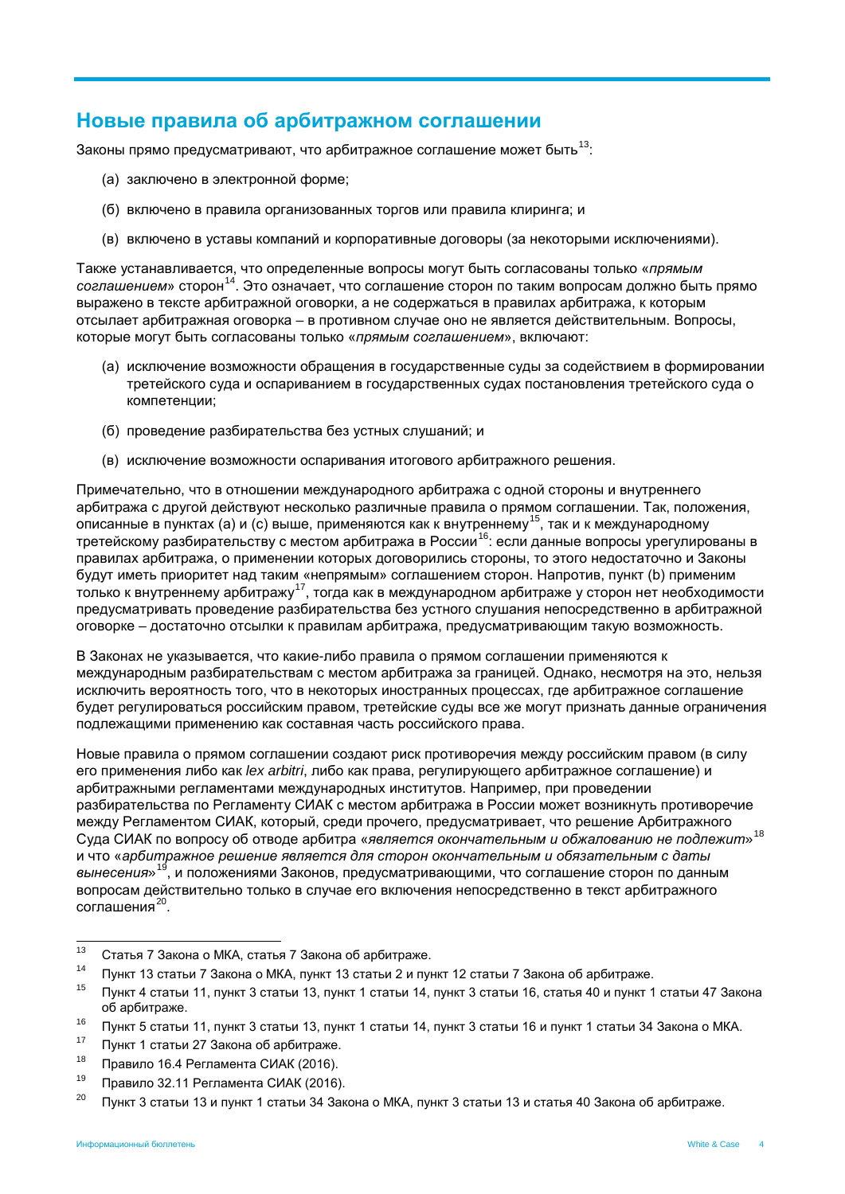## Новые правила об арбитражном соглашении

Законы прямо предусматривают, что арбитражное соглашение может быть[13]:

(а) заключено в электронной форме;

(б) включено в правила организованных торгов или правила клиринга; и

(в) включено в уставы компаний и корпоративные договоры (за некоторыми исключениями).

Также устанавливается, что определенные вопросы могут быть согласованы только «*прямым соглашением*» сторон[14]. Это означает, что соглашение сторон по таким вопросам должно быть прямо выражено в тексте арбитражной оговорки, а не содержаться в правилах арбитража, к которым отсылает арбитражная оговорка – в противном случае оно не является действительным. Вопросы, которые могут быть согласованы только «*прямым соглашением*», включают:

(а) исключение возможности обращения в государственные суды за содействием в формировании третейского суда и оспариванием в государственных судах постановления третейского суда о компетенции;

(б) проведение разбирательства без устных слушаний; и

(в) исключение возможности оспаривания итогового арбитражного решения.

Примечательно, что в отношении международного арбитража с одной стороны и внутреннего арбитража с другой действуют несколько различные правила о прямом соглашении. Так, положения, описанные в пунктах (а) и (с) выше, применяются как к внутреннему[15], так и к международному третейскому разбирательству с местом арбитража в России[16]: если данные вопросы урегулированы в правилах арбитража, о применении которых договорились стороны, то этого недостаточно и Законы будут иметь приоритет над таким «непрямым» соглашением сторон. Напротив, пункт (b) применим только к внутреннему арбитражу[17], тогда как в международном арбитраже у сторон нет необходимости предусматривать проведение разбирательства без устного слушания непосредственно в арбитражной оговорке – достаточно отсылки к правилам арбитража, предусматривающим такую возможность.

В Законах не указывается, что какие-либо правила о прямом соглашении применяются к международным разбирательствам с местом арбитража за границей. Однако, несмотря на это, нельзя исключить вероятность того, что в некоторых иностранных процессах, где арбитражное соглашение будет регулироваться российским правом, третейские суды все же могут признать данные ограничения подлежащими применению как составная часть российского права.

Новые правила о прямом соглашении создают риск противоречия между российским правом (в силу его применения либо как *lex arbitri*, либо как права, регулирующего арбитражное соглашение) и арбитражными регламентами международных институтов. Например, при проведении разбирательства по Регламенту СИАК с местом арбитража в России может возникнуть противоречие между Регламентом СИАК, который, среди прочего, предусматривает, что решение Арбитражного Суда СИАК по вопросу об отводе арбитра «*является окончательным и обжалованию не подлежит*»[18] и что «*арбитражное решение является для сторон окончательным и обязательным с даты вынесения*»[19], и положениями Законов, предусматривающими, что соглашение сторон по данным вопросам действительно только в случае его включения непосредственно в текст арбитражного соглашения[20].

---

[13] Статья 7 Закона о МКА, статья 7 Закона об арбитраже.

[14] Пункт 13 статьи 7 Закона о МКА, пункт 13 статьи 2 и пункт 12 статьи 7 Закона об арбитраже.

[15] Пункт 4 статьи 11, пункт 3 статьи 13, пункт 1 статьи 14, пункт 3 статьи 16, статья 40 и пункт 1 статьи 47 Закона об арбитраже.

[16] Пункт 5 статьи 11, пункт 3 статьи 13, пункт 1 статьи 14, пункт 3 статьи 16 и пункт 1 статьи 34 Закона о МКА.

[17] Пункт 1 статьи 27 Закона об арбитраже.

[18] Правило 16.4 Регламента СИАК (2016).

[19] Правило 32.11 Регламента СИАК (2016).

[20] Пункт 3 статьи 13 и пункт 1 статьи 34 Закона о МКА, пункт 3 статьи 13 и статья 40 Закона об арбитраже.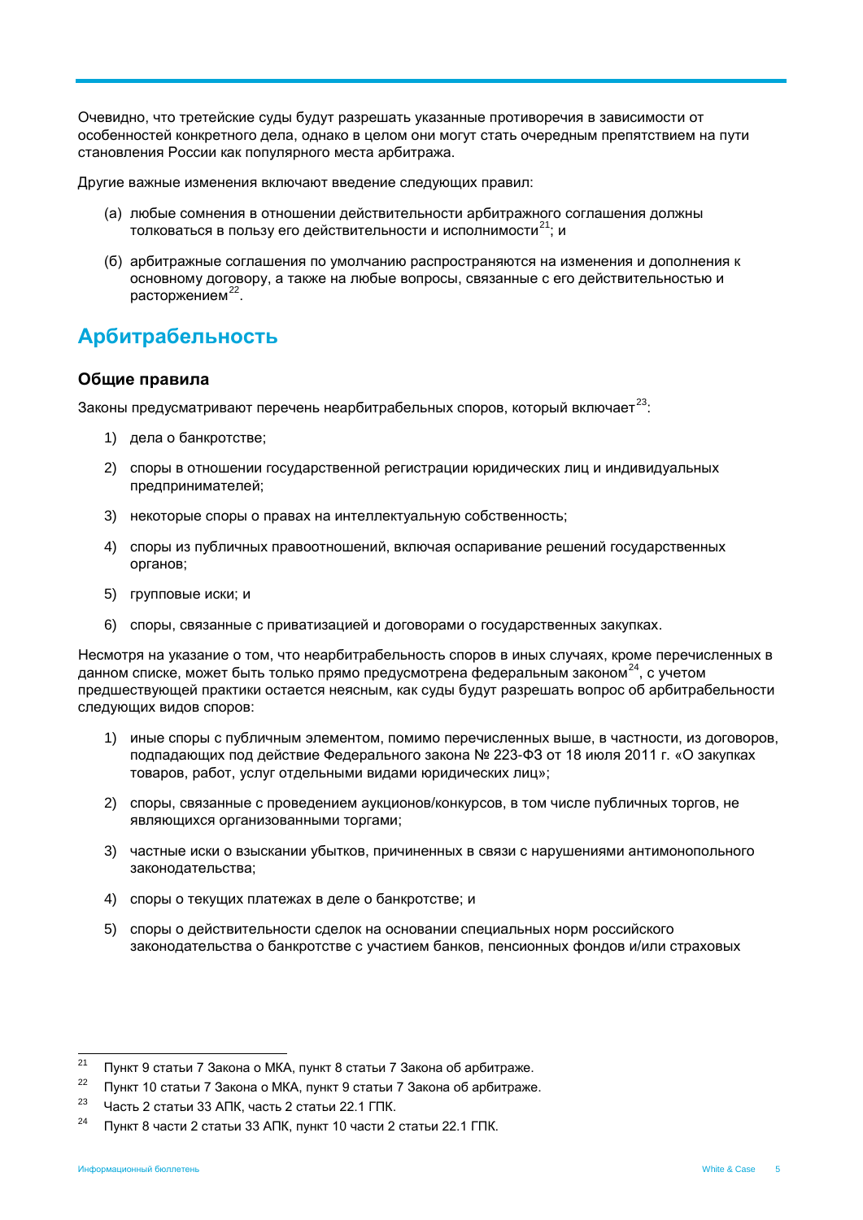Очевидно, что третейские суды будут разрешать указанные противоречия в зависимости от особенностей конкретного дела, однако в целом они могут стать очередным препятствием на пути становления России как популярного места арбитража.

Другие важные изменения включают введение следующих правил:

(а) любые сомнения в отношении действительности арбитражного соглашения должны толковаться в пользу его действительности и исполнимости[21]; и

(б) арбитражные соглашения по умолчанию распространяются на изменения и дополнения к основному договору, а также на любые вопросы, связанные с его действительностью и расторжением[22].

## Арбитрабельность

### Общие правила

Законы предусматривают перечень неарбитрабельных споров, который включает[23]:

1) дела о банкротстве;
2) споры в отношении государственной регистрации юридических лиц и индивидуальных предпринимателей;
3) некоторые споры о правах на интеллектуальную собственность;
4) споры из публичных правоотношений, включая оспаривание решений государственных органов;
5) групповые иски; и
6) споры, связанные с приватизацией и договорами о государственных закупках.

Несмотря на указание о том, что неарбитрабельность споров в иных случаях, кроме перечисленных в данном списке, может быть только прямо предусмотрена федеральным законом[24], с учетом предшествующей практики остается неясным, как суды будут разрешать вопрос об арбитрабельности следующих видов споров:

1) иные споры с публичным элементом, помимо перечисленных выше, в частности, из договоров, подпадающих под действие Федерального закона № 223-ФЗ от 18 июля 2011 г. «О закупках товаров, работ, услуг отдельными видами юридических лиц»;
2) споры, связанные с проведением аукционов/конкурсов, в том числе публичных торгов, не являющихся организованными торгами;
3) частные иски о взыскании убытков, причиненных в связи с нарушениями антимонопольного законодательства;
4) споры о текущих платежах в деле о банкротстве; и
5) споры о действительности сделок на основании специальных норм российского законодательства о банкротстве с участием банков, пенсионных фондов и/или страховых

---

[21] Пункт 9 статьи 7 Закона о МКА, пункт 8 статьи 7 Закона об арбитраже.

[22] Пункт 10 статьи 7 Закона о МКА, пункт 9 статьи 7 Закона об арбитраже.

[23] Часть 2 статьи 33 АПК, часть 2 статьи 22.1 ГПК.

[24] Пункт 8 части 2 статьи 33 АПК, пункт 10 части 2 статьи 22.1 ГПК.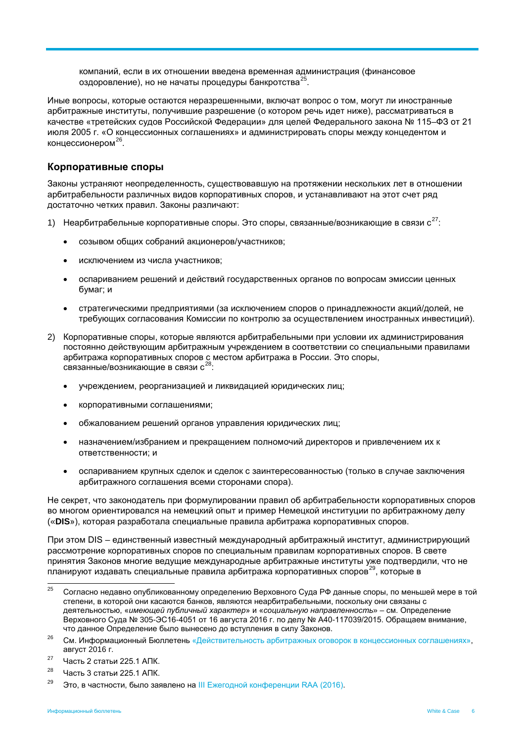компаний, если в их отношении введена временная администрация (финансовое оздоровление), но не начаты процедуры банкротства[25].

Иные вопросы, которые остаются неразрешенными, включат вопрос о том, могут ли иностранные арбитражные институты, получившие разрешение (о котором речь идет ниже), рассматриваться в качестве «третейских судов Российской Федерации» для целей Федерального закона № 115–ФЗ от 21 июля 2005 г. «О концессионных соглашениях» и администрировать споры между концедентом и концессионером[26].

## Корпоративные споры

Законы устраняют неопределенность, существовавшую на протяжении нескольких лет в отношении арбитрабельности различных видов корпоративных споров, и устанавливают на этот счет ряд достаточно четких правил. Законы различают:

1) Неарбитрабельные корпоративные споры. Это споры, связанные/возникающие в связи с[27]:
   - созывом общих собраний акционеров/участников;
   - исключением из числа участников;
   - оспариванием решений и действий государственных органов по вопросам эмиссии ценных бумаг; и
   - стратегическими предприятиями (за исключением споров о принадлежности акций/долей, не требующих согласования Комиссии по контролю за осуществлением иностранных инвестиций).

2) Корпоративные споры, которые являются арбитрабельными при условии их администрирования постоянно действующим арбитражным учреждением в соответствии со специальными правилами арбитража корпоративных споров с местом арбитража в России. Это споры, связанные/возникающие в связи с[28]:
   - учреждением, реорганизацией и ликвидацией юридических лиц;
   - корпоративными соглашениями;
   - обжалованием решений органов управления юридических лиц;
   - назначением/избранием и прекращением полномочий директоров и привлечением их к ответственности; и
   - оспариванием крупных сделок и сделок с заинтересованностью (только в случае заключения арбитражного соглашения всеми сторонами спора).

Не секрет, что законодатель при формулировании правил об арбитрабельности корпоративных споров во многом ориентировался на немецкий опыт и пример Немецкой институции по арбитражному делу («**DIS**»), которая разработала специальные правила арбитража корпоративных споров.

При этом DIS – единственный известный международный арбитражный институт, администрирующий рассмотрение корпоративных споров по специальным правилам корпоративных споров. В свете принятия Законов многие ведущие международные арбитражные институты уже подтвердили, что не планируют издавать специальные правила арбитража корпоративных споров[29], которые в

---

[25] Согласно недавно опубликованному определению Верховного Суда РФ данные споры, по меньшей мере в той степени, в которой они касаются банков, являются неарбитрабельными, поскольку они связаны с деятельностью, «*имеющей публичный характер*» и «*социальную направленность*» – см. Определение Верховного Суда № 305-ЭС16-4051 от 16 августа 2016 г. по делу № А40-117039/2015. Обращаем внимание, что данное Определение было вынесено до вступления в силу Законов.

[26] См. Информационный Бюллетень «Действительность арбитражных оговорок в концессионных соглашениях», август 2016 г.

[27] Часть 2 статьи 225.1 АПК.

[28] Часть 3 статьи 225.1 АПК.

[29] Это, в частности, было заявлено на III Ежегодной конференции RAA (2016).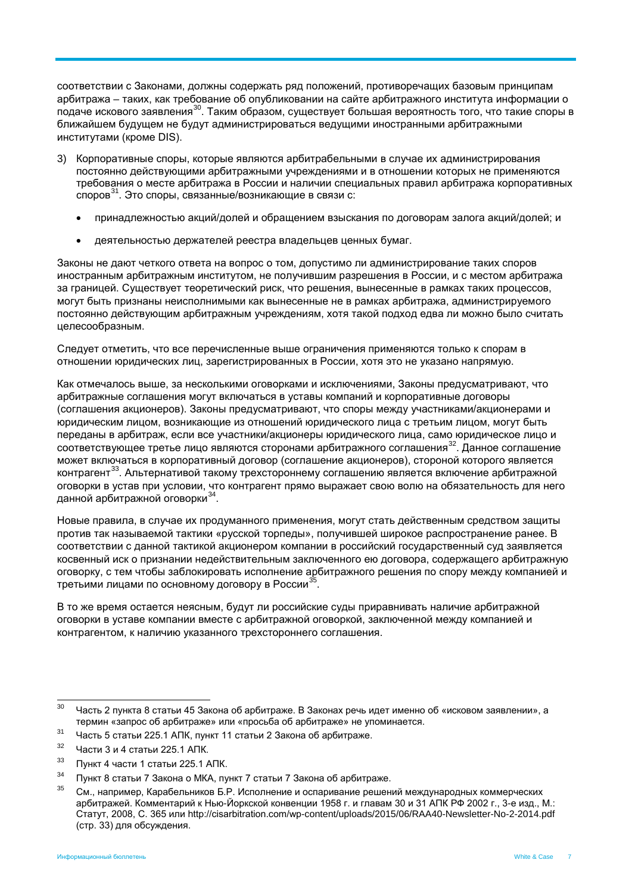соответствии с Законами, должны содержать ряд положений, противоречащих базовым принципам арбитража – таких, как требование об опубликовании на сайте арбитражного института информации о подаче искового заявления[30]. Таким образом, существует большая вероятность того, что такие споры в ближайшем будущем не будут администрироваться ведущими иностранными арбитражными институтами (кроме DIS).

3) Корпоративные споры, которые являются арбитрабельными в случае их администрирования постоянно действующими арбитражными учреждениями и в отношении которых не применяются требования о месте арбитража в России и наличии специальных правил арбитража корпоративных споров[31]. Это споры, связанные/возникающие в связи с:

   - принадлежностью акций/долей и обращением взыскания по договорам залога акций/долей; и
   - деятельностью держателей реестра владельцев ценных бумаг.

Законы не дают четкого ответа на вопрос о том, допустимо ли администрирование таких споров иностранным арбитражным институтом, не получившим разрешения в России, и с местом арбитража за границей. Существует теоретический риск, что решения, вынесенные в рамках таких процессов, могут быть признаны неисполнимыми как вынесенные не в рамках арбитража, администрируемого постоянно действующим арбитражным учреждениям, хотя такой подход едва ли можно было считать целесообразным.

Следует отметить, что все перечисленные выше ограничения применяются только к спорам в отношении юридических лиц, зарегистрированных в России, хотя это не указано напрямую.

Как отмечалось выше, за несколькими оговорками и исключениями, Законы предусматривают, что арбитражные соглашения могут включаться в уставы компаний и корпоративные договоры (соглашения акционеров). Законы предусматривают, что споры между участниками/акционерами и юридическим лицом, возникающие из отношений юридического лица с третьим лицом, могут быть переданы в арбитраж, если все участники/акционеры юридического лица, само юридическое лицо и соответствующее третье лицо являются сторонами арбитражного соглашения[32]. Данное соглашение может включаться в корпоративный договор (соглашение акционеров), стороной которого является контрагент[33]. Альтернативой такому трехстороннему соглашению является включение арбитражной оговорки в устав при условии, что контрагент прямо выражает свою волю на обязательность для него данной арбитражной оговорки[34].

Новые правила, в случае их продуманного применения, могут стать действенным средством защиты против так называемой тактики «русской торпеды», получившей широкое распространение ранее. В соответствии с данной тактикой акционером компании в российский государственный суд заявляется косвенный иск о признании недействительным заключенного ею договора, содержащего арбитражную оговорку, с тем чтобы заблокировать исполнение арбитражного решения по спору между компанией и третьими лицами по основному договору в России[35].

В то же время остается неясным, будут ли российские суды приравнивать наличие арбитражной оговорки в уставе компании вместе с арбитражной оговоркой, заключенной между компанией и контрагентом, к наличию указанного трехстороннего соглашения.

---

[30] Часть 2 пункта 8 статьи 45 Закона об арбитраже. В Законах речь идет именно об «исковом заявлении», а термин «запрос об арбитраже» или «просьба об арбитраже» не упоминается.

[31] Часть 5 статьи 225.1 АПК, пункт 11 статьи 2 Закона об арбитраже.

[32] Части 3 и 4 статьи 225.1 АПК.

[33] Пункт 4 части 1 статьи 225.1 АПК.

[34] Пункт 8 статьи 7 Закона о МКА, пункт 7 статьи 7 Закона об арбитраже.

[35] См., например, Карабельников Б.Р. Исполнение и оспаривание решений международных коммерческих арбитражей. Комментарий к Нью-Йоркской конвенции 1958 г. и главам 30 и 31 АПК РФ 2002 г., 3-е изд., М.: Статут, 2008, С. 365 или http://cisarbitration.com/wp-content/uploads/2015/06/RAA40-Newsletter-No-2-2014.pdf (стр. 33) для обсуждения.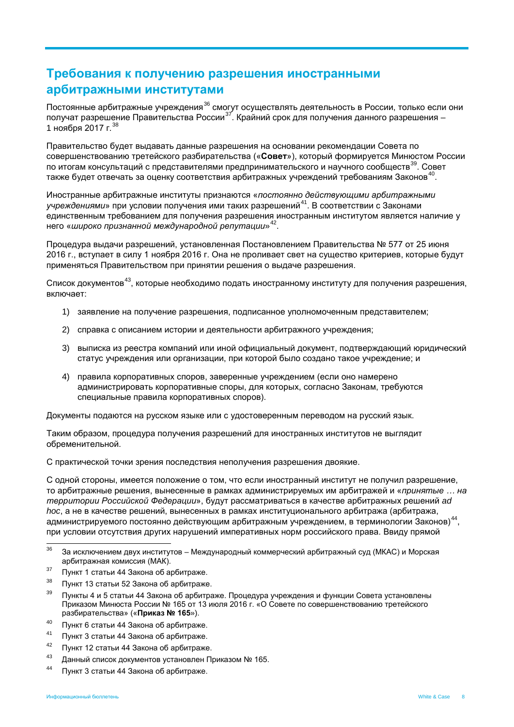## Требования к получению разрешения иностранными арбитражными институтами

Постоянные арбитражные учреждения[36] смогут осуществлять деятельность в России, только если они получат разрешение Правительства России[37]. Крайний срок для получения данного разрешения – 1 ноября 2017 г.[38]

Правительство будет выдавать данные разрешения на основании рекомендации Совета по совершенствованию третейского разбирательства («**Совет**»), который формируется Минюстом России по итогам консультаций с представителями предпринимательского и научного сообществ[39]. Совет также будет отвечать за оценку соответствия арбитражных учреждений требованиям Законов[40].

Иностранные арбитражные институты признаются «*постоянно действующими арбитражными учреждениями*» при условии получения ими таких разрешений[41]. В соответствии с Законами единственным требованием для получения разрешения иностранным институтом является наличие у него «*широко признанной международной репутации*»[42].

Процедура выдачи разрешений, установленная Постановлением Правительства № 577 от 25 июня 2016 г., вступает в силу 1 ноября 2016 г. Она не проливает свет на существо критериев, которые будут применяться Правительством при принятии решения о выдаче разрешения.

Список документов[43], которые необходимо подать иностранному институту для получения разрешения, включает:

1) заявление на получение разрешения, подписанное уполномоченным представителем;
2) справка с описанием истории и деятельности арбитражного учреждения;
3) выписка из реестра компаний или иной официальный документ, подтверждающий юридический статус учреждения или организации, при которой было создано такое учреждение; и
4) правила корпоративных споров, заверенные учреждением (если оно намерено администрировать корпоративные споры, для которых, согласно Законам, требуются специальные правила корпоративных споров).

Документы подаются на русском языке или с удостоверенным переводом на русский язык.

Таким образом, процедура получения разрешений для иностранных институтов не выглядит обременительной.

С практической точки зрения последствия неполучения разрешения двоякие.

С одной стороны, имеется положение о том, что если иностранный институт не получил разрешение, то арбитражные решения, вынесенные в рамках администрируемых им арбитражей и «*принятые … на территории Российской Федерации*», будут рассматриваться в качестве арбитражных решений *ad hoc*, а не в качестве решений, вынесенных в рамках институционального арбитража (арбитража, администрируемого постоянно действующим арбитражным учреждением, в терминологии Законов)[44], при условии отсутствия других нарушений императивных норм российского права. Ввиду прямой

---

[36] За исключением двух институтов – Международный коммерческий арбитражный суд (МКАС) и Морская арбитражная комиссия (МАК).

[37] Пункт 1 статьи 44 Закона об арбитраже.

[38] Пункт 13 статьи 52 Закона об арбитраже.

[39] Пункты 4 и 5 статьи 44 Закона об арбитраже. Процедура учреждения и функции Совета установлены Приказом Минюста России № 165 от 13 июля 2016 г. «О Совете по совершенствованию третейского разбирательства» («**Приказ № 165**»).

[40] Пункт 6 статьи 44 Закона об арбитраже.

[41] Пункт 3 статьи 44 Закона об арбитраже.

[42] Пункт 12 статьи 44 Закона об арбитраже.

[43] Данный список документов установлен Приказом № 165.

[44] Пункт 3 статьи 44 Закона об арбитраже.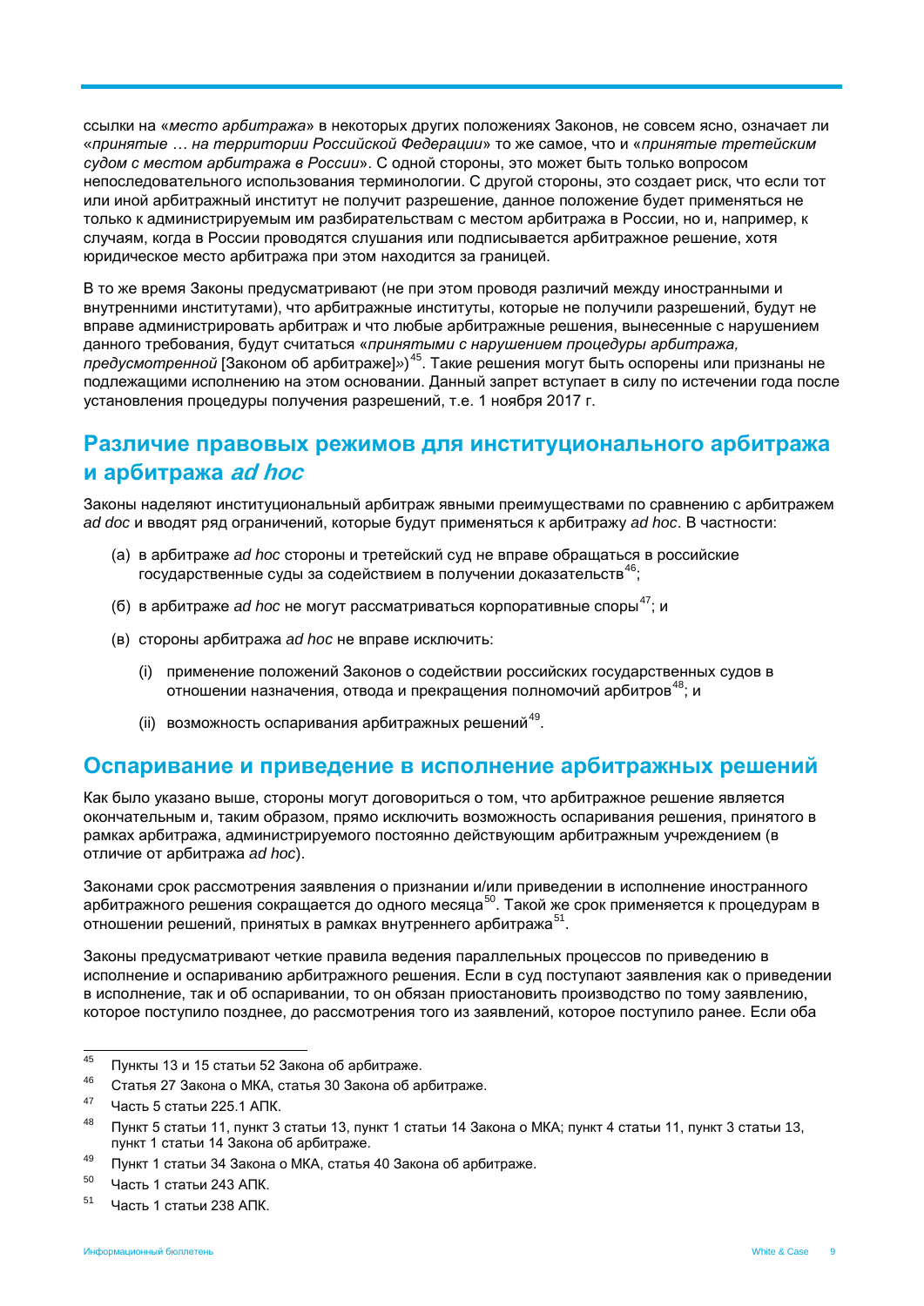ссылки на «*место арбитража*» в некоторых других положениях Законов, не совсем ясно, означает ли «*принятые … на территории Российской Федерации*» то же самое, что и «*принятые третейским судом с местом арбитража в России*». С одной стороны, это может быть только вопросом непоследовательного использования терминологии. С другой стороны, это создает риск, что если тот или иной арбитражный институт не получит разрешение, данное положение будет применяться не только к администрируемым им разбирательствам с местом арбитража в России, но и, например, к случаям, когда в России проводятся слушания или подписывается арбитражное решение, хотя юридическое место арбитража при этом находится за границей.

В то же время Законы предусматривают (не при этом проводя различий между иностранными и внутренними институтами), что арбитражные институты, которые не получили разрешений, будут не вправе администрировать арбитраж и что любые арбитражные решения, вынесенные с нарушением данного требования, будут считаться «*принятыми с нарушением процедуры арбитража, предусмотренной* [Законом об арбитраже]»)[45]. Такие решения могут быть оспорены или признаны не подлежащими исполнению на этом основании. Данный запрет вступает в силу по истечении года после установления процедуры получения разрешений, т.е. 1 ноября 2017 г.

## Различие правовых режимов для институционального арбитража и арбитража *ad hoc*

Законы наделяют институциональный арбитраж явными преимуществами по сравнению с арбитражем *ad doc* и вводят ряд ограничений, которые будут применяться к арбитражу *ad hoc*. В частности:

(а) в арбитраже *ad hoc* стороны и третейский суд не вправе обращаться в российские государственные суды за содействием в получении доказательств[46];

(б) в арбитраже *ad hoc* не могут рассматриваться корпоративные споры[47]; и

(в) стороны арбитража *ad hoc* не вправе исключить:

- (i) применение положений Законов о содействии российских государственных судов в отношении назначения, отвода и прекращения полномочий арбитров[48]; и
- (ii) возможность оспаривания арбитражных решений[49].

## Оспаривание и приведение в исполнение арбитражных решений

Как было указано выше, стороны могут договориться о том, что арбитражное решение является окончательным и, таким образом, прямо исключить возможность оспаривания решения, принятого в рамках арбитража, администрируемого постоянно действующим арбитражным учреждением (в отличие от арбитража *ad hoc*).

Законами срок рассмотрения заявления о признании и/или приведении в исполнение иностранного арбитражного решения сокращается до одного месяца[50]. Такой же срок применяется к процедурам в отношении решений, принятых в рамках внутреннего арбитража[51].

Законы предусматривают четкие правила ведения параллельных процессов по приведению в исполнение и оспариванию арбитражного решения. Если в суд поступают заявления как о приведении в исполнение, так и об оспаривании, то он обязан приостановить производство по тому заявлению, которое поступило позднее, до рассмотрения того из заявлений, которое поступило ранее. Если оба

---

[45] Пункты 13 и 15 статьи 52 Закона об арбитраже.

[46] Статья 27 Закона о МКА, статья 30 Закона об арбитраже.

[47] Часть 5 статьи 225.1 АПК.

[48] Пункт 5 статьи 11, пункт 3 статьи 13, пункт 1 статьи 14 Закона о МКА; пункт 4 статьи 11, пункт 3 статьи 13, пункт 1 статьи 14 Закона об арбитраже.

[49] Пункт 1 статьи 34 Закона о МКА, статья 40 Закона об арбитраже.

[50] Часть 1 статьи 243 АПК.

[51] Часть 1 статьи 238 АПК.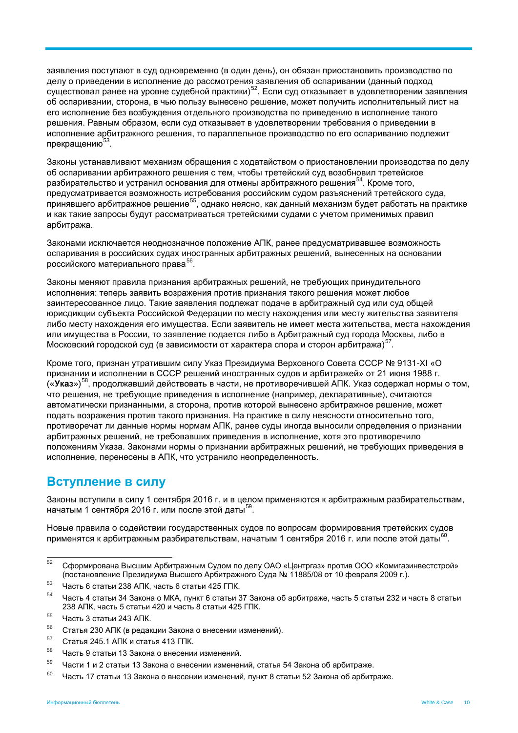заявления поступают в суд одновременно (в один день), он обязан приостановить производство по делу о приведении в исполнение до рассмотрения заявления об оспаривании (данный подход существовал ранее на уровне судебной практики)[52]. Если суд отказывает в удовлетворении заявления об оспаривании, сторона, в чью пользу вынесено решение, может получить исполнительный лист на его исполнение без возбуждения отдельного производства по приведению в исполнение такого решения. Равным образом, если суд отказывает в удовлетворении требования о приведении в исполнение арбитражного решения, то параллельное производство по его оспариванию подлежит прекращению[53].

Законы устанавливают механизм обращения с ходатайством о приостановлении производства по делу об оспаривании арбитражного решения с тем, чтобы третейский суд возобновил третейское разбирательство и устранил основания для отмены арбитражного решения[54]. Кроме того, предусматривается возможность истребования российским судом разъяснений третейского суда, принявшего арбитражное решение[55], однако неясно, как данный механизм будет работать на практике и как такие запросы будут рассматриваться третейскими судами с учетом применимых правил арбитража.

Законами исключается неоднозначное положение АПК, ранее предусматривавшее возможность оспаривания в российских судах иностранных арбитражных решений, вынесенных на основании российского материального права[56].

Законы меняют правила признания арбитражных решений, не требующих принудительного исполнения: теперь заявить возражения против признания такого решения может любое заинтересованное лицо. Такие заявления подлежат подаче в арбитражный суд или суд общей юрисдикции субъекта Российской Федерации по месту нахождения или месту жительства заявителя либо месту нахождения его имущества. Если заявитель не имеет места жительства, места нахождения или имущества в России, то заявление подается либо в Арбитражный суд города Москвы, либо в Московский городской суд (в зависимости от характера спора и сторон арбитража)[57].

Кроме того, признан утратившим силу Указ Президиума Верховного Совета СССР № 9131-XI «О признании и исполнении в СССР решений иностранных судов и арбитражей» от 21 июня 1988 г. («**Указ**»)[58], продолжавший действовать в части, не противоречившей АПК. Указ содержал нормы о том, что решения, не требующие приведения в исполнение (например, декларативные), считаются автоматически признанными, а сторона, против которой вынесено арбитражное решение, может подать возражения против такого признания. На практике в силу неясности относительно того, противоречат ли данные нормы нормам АПК, ранее суды иногда выносили определения о признании арбитражных решений, не требовавших приведения в исполнение, хотя это противоречило положениям Указа. Законами нормы о признании арбитражных решений, не требующих приведения в исполнение, перенесены в АПК, что устранило неопределенность.

## Вступление в силу

Законы вступили в силу 1 сентября 2016 г. и в целом применяются к арбитражным разбирательствам, начатым 1 сентября 2016 г. или после этой даты[59].

Новые правила о содействии государственных судов по вопросам формирования третейских судов применятся к арбитражным разбирательствам, начатым 1 сентября 2016 г. или после этой даты[60].

---

[52] Сформирована Высшим Арбитражным Судом по делу ОАО «Центргаз» против ООО «Комигазинвестстрой» (постановление Президиума Высшего Арбитражного Суда № 11885/08 от 10 февраля 2009 г.).

[53] Часть 6 статьи 238 АПК, часть 6 статьи 425 ГПК.

[54] Часть 4 статьи 34 Закона о МКА, пункт 6 статьи 37 Закона об арбитраже, часть 5 статьи 232 и часть 8 статьи 238 АПК, часть 5 статьи 420 и часть 8 статьи 425 ГПК.

[55] Часть 3 статьи 243 АПК.

[56] Статья 230 АПК (в редакции Закона о внесении изменений).

[57] Статья 245.1 АПК и статья 413 ГПК.

[58] Часть 9 статьи 13 Закона о внесении изменений.

[59] Части 1 и 2 статьи 13 Закона о внесении изменений, статья 54 Закона об арбитраже.

[60] Часть 17 статьи 13 Закона о внесении изменений, пункт 8 статьи 52 Закона об арбитраже.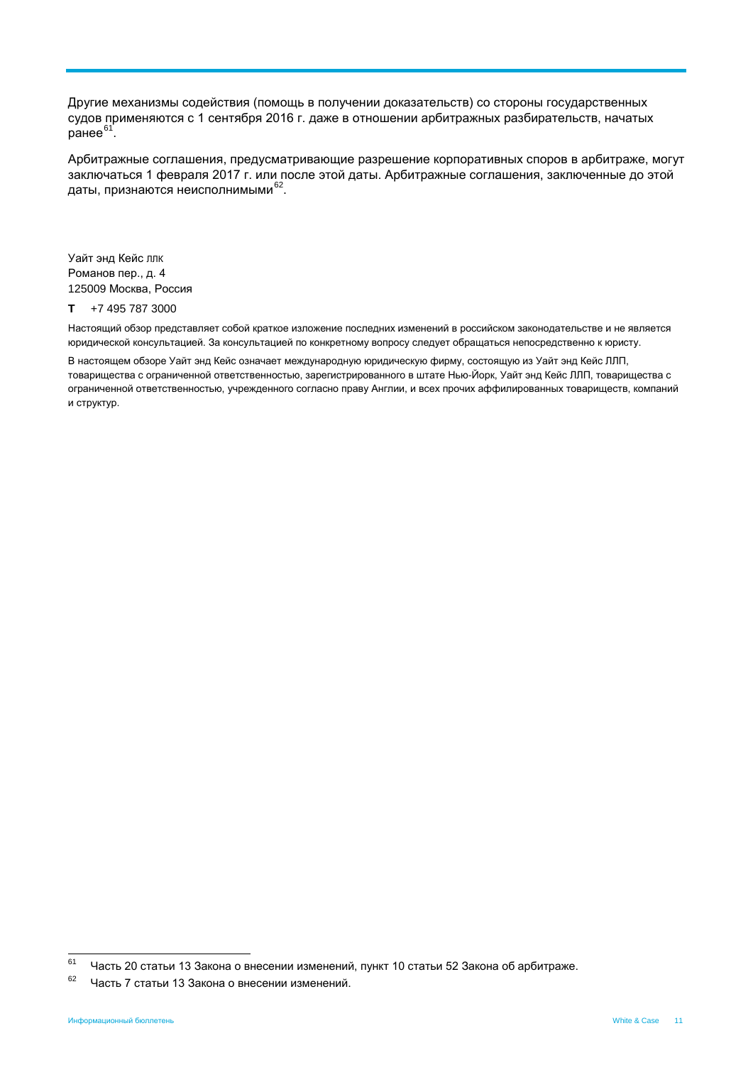Другие механизмы содействия (помощь в получении доказательств) со стороны государственных судов применяются с 1 сентября 2016 г. даже в отношении арбитражных разбирательств, начатых ранее[61].

Арбитражные соглашения, предусматривающие разрешение корпоративных споров в арбитраже, могут заключаться 1 февраля 2017 г. или после этой даты. Арбитражные соглашения, заключенные до этой даты, признаются неисполнимыми[62].

Уайт энд Кейс ллк  
Романов пер., д. 4  
125009 Москва, Россия

**T** +7 495 787 3000

Настоящий обзор представляет собой краткое изложение последних изменений в российском законодательстве и не является юридической консультацией. За консультацией по конкретному вопросу следует обращаться непосредственно к юристу.

В настоящем обзоре Уайт энд Кейс означает международную юридическую фирму, состоящую из Уайт энд Кейс ЛЛП, товарищества с ограниченной ответственностью, зарегистрированного в штате Нью-Йорк, Уайт энд Кейс ЛЛП, товарищества с ограниченной ответственностью, учрежденного согласно праву Англии, и всех прочих аффилированных товариществ, компаний и структур.

---

[61] Часть 20 статьи 13 Закона о внесении изменений, пункт 10 статьи 52 Закона об арбитраже.

[62] Часть 7 статьи 13 Закона о внесении изменений.